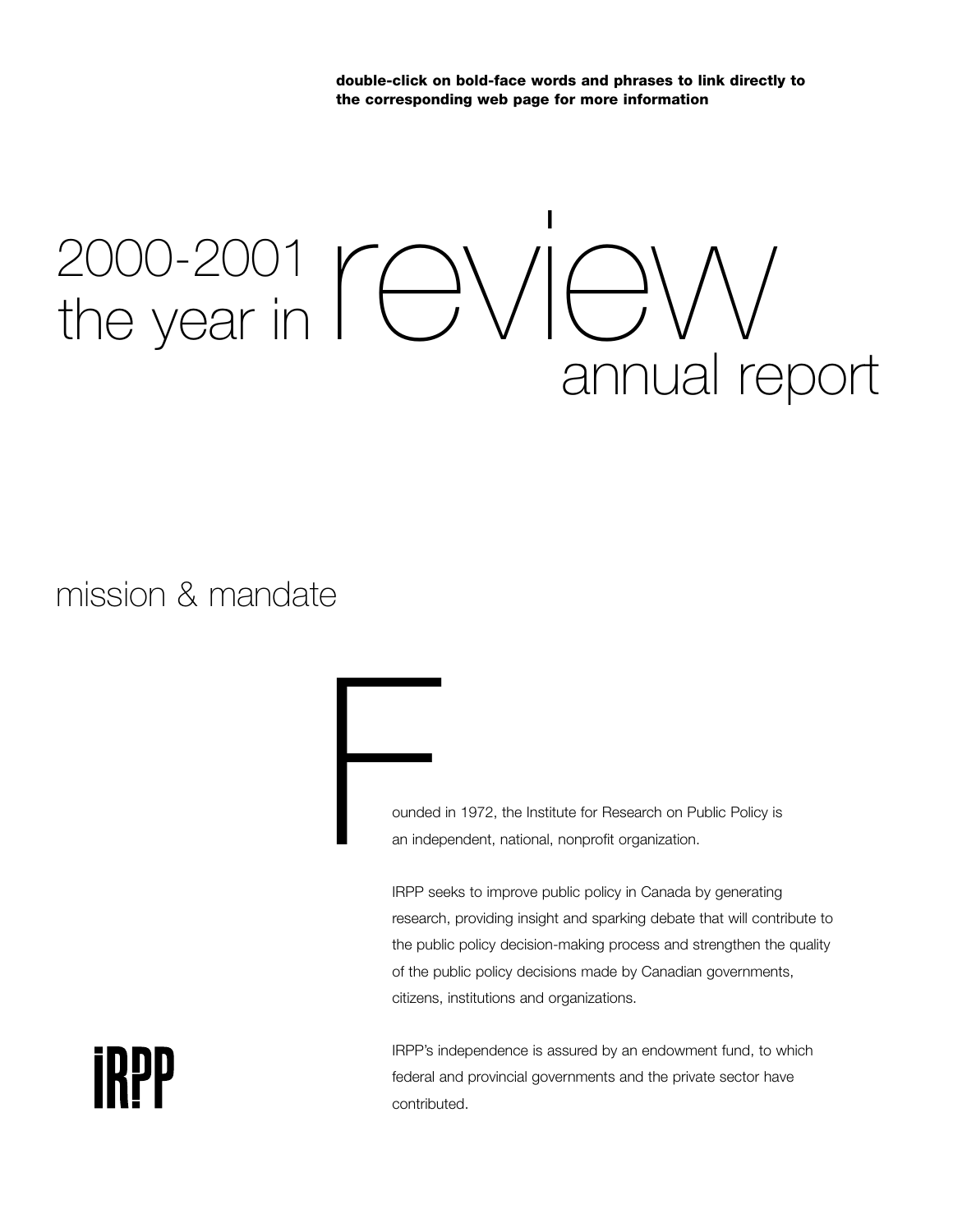**double-click on bold-face words and phrases to link directly to the corresponding web page for more information**

# 2000-2001 the year in review annual report

## mission & mandate

Founded in 1972, the Institute for Research on Public Policy is an independent, national, nonprofit organization.

IRPP seeks to improve public policy in Canada by generating research, providing insight and sparking debate that will contribute to the public policy decision-making process and strengthen the quality of the public policy decisions made by Canadian governments, citizens, institutions and organizations.

IRPP's independence is assured by an endowment fund, to which federal and provincial governments and the private sector have contributed.

IRPP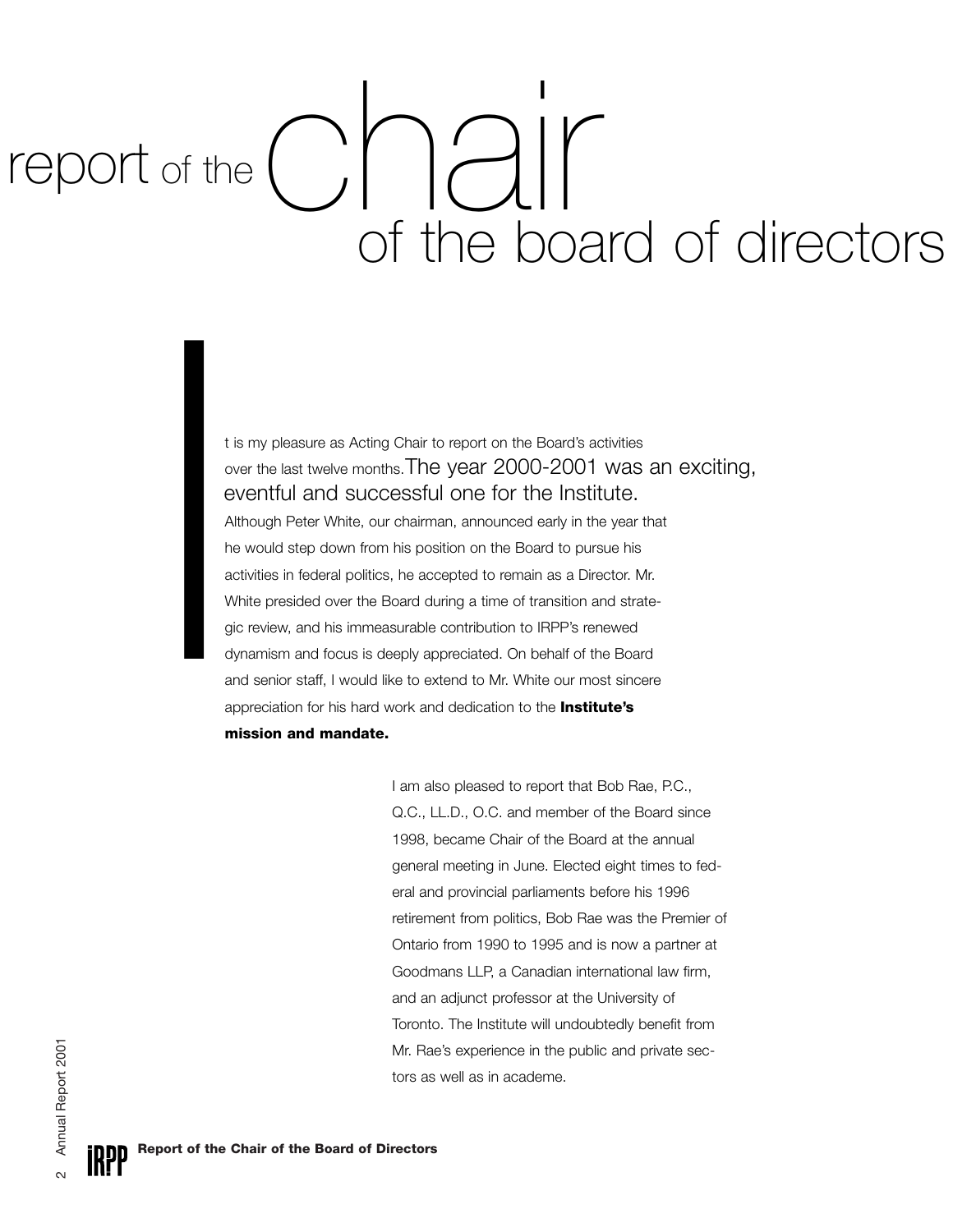# report of the chair of the board of directors

It is my pleasure as Acting Chair to report on the Board's activities over the last twelve months. The year 2000-2001 was an exciting, eventful and successful one for the Institute.

Although Peter White, our chairman, announced early in the year that he would step down from his position on the Board to pursue his activities in federal politics, he accepted to remain as a Director. Mr. White presided over the Board during a time of transition and strategic review, and his immeasurable contribution to IRPP's renewed dynamism and focus is deeply appreciated. On behalf of the Board and senior staff, I would like to extend to Mr. White our most sincere appreciation for his hard work and dedication to the **Institute's mission and mandate.**

I am also pleased to report that Bob Rae, P.C., Q.C., LL.D., O.C. and member of the Board since 1998, became Chair of the Board at the annual general meeting in June. Elected eight times to federal and provincial parliaments before his 1996 retirement from politics, Bob Rae was the Premier of Ontario from 1990 to 1995 and is now a partner at Goodmans LLP, a Canadian international law firm, and an adjunct professor at the University of Toronto. The Institute will undoubtedly benefit from Mr. Rae's experience in the public and private sectors as well as in academe.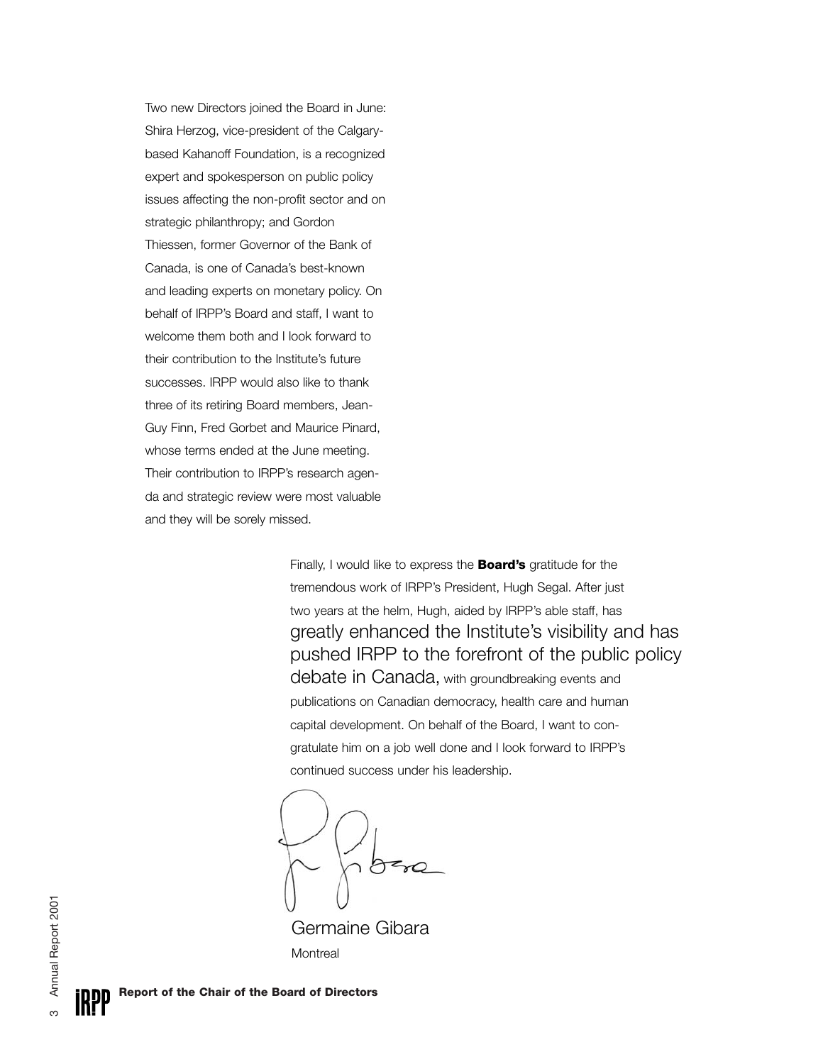Two new Directors joined the Board in June: Shira Herzog, vice-president of the Calgary-based Kahanoff Foundation, is a recognized expert and spokesperson on public policy issues affecting the non-profit sector and on strategic philanthropy; and Gordon Thiessen, former Governor of the Bank of Canada, is one of Canada's best-known and leading experts on monetary policy. On behalf of IRPP's Board and staff, I want to welcome them both and I look forward to their contribution to the Institute's future successes. IRPP would also like to thank three of its retiring Board members, Jean-Guy Finn, Fred Gorbet and Maurice Pinard, whose terms ended at the June meeting. Their contribution to IRPP's research agenda and strategic review were most valuable and they will be sorely missed.

Finally, I would like to express the **Board's** gratitude for the tremendous work of IRPP's President, Hugh Segal. After just two years at the helm, Hugh, aided by IRPP's able staff, has greatly enhanced the Institute's visibility and has pushed IRPP to the forefront of the public policy debate in Canada, with groundbreaking events and publications on Canadian democracy, health care and human capital development. On behalf of the Board, I want to congratulate him on a job well done and I look forward to IRPP's continued success under his leadership.

Germaine Gibara
Montreal

**Report of the Chair of the Board of Directors**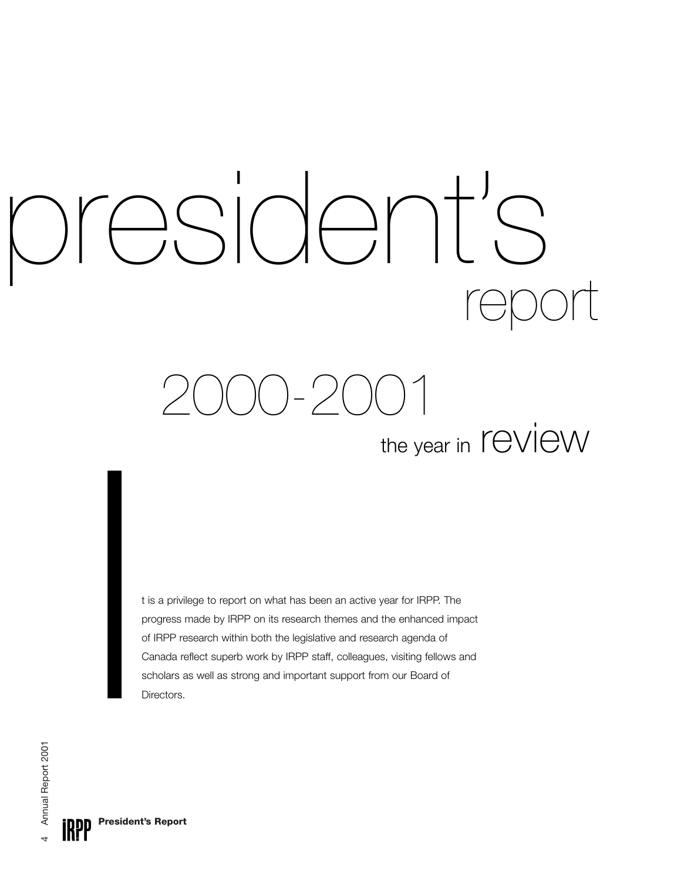# president's report

## 2000-2001

### the year in review

It is a privilege to report on what has been an active year for IRPP. The progress made by IRPP on its research themes and the enhanced impact of IRPP research within both the legislative and research agenda of Canada reflect superb work by IRPP staff, colleagues, visiting fellows and scholars as well as strong and important support from our Board of Directors.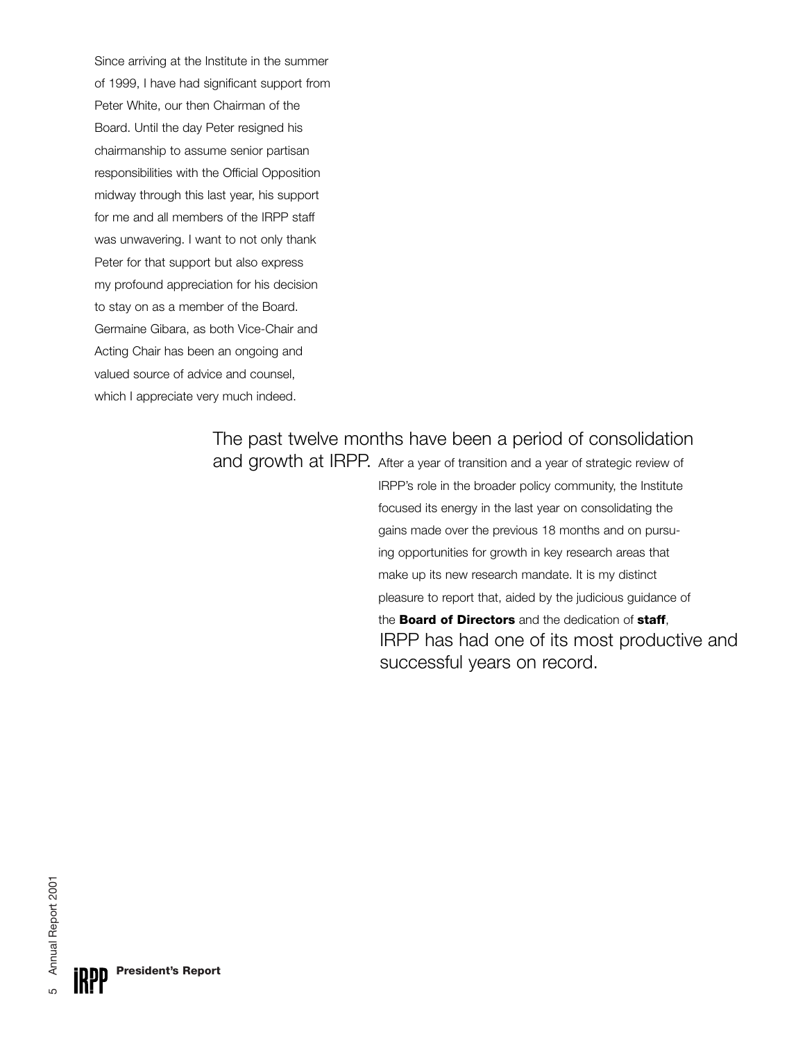Since arriving at the Institute in the summer of 1999, I have had significant support from Peter White, our then Chairman of the Board. Until the day Peter resigned his chairmanship to assume senior partisan responsibilities with the Official Opposition midway through this last year, his support for me and all members of the IRPP staff was unwavering. I want to not only thank Peter for that support but also express my profound appreciation for his decision to stay on as a member of the Board. Germaine Gibara, as both Vice-Chair and Acting Chair has been an ongoing and valued source of advice and counsel, which I appreciate very much indeed.

The past twelve months have been a period of consolidation and growth at IRPP. After a year of transition and a year of strategic review of IRPP's role in the broader policy community, the Institute focused its energy in the last year on consolidating the gains made over the previous 18 months and on pursuing opportunities for growth in key research areas that make up its new research mandate. It is my distinct pleasure to report that, aided by the judicious guidance of the **Board of Directors** and the dedication of **staff**, IRPP has had one of its most productive and successful years on record.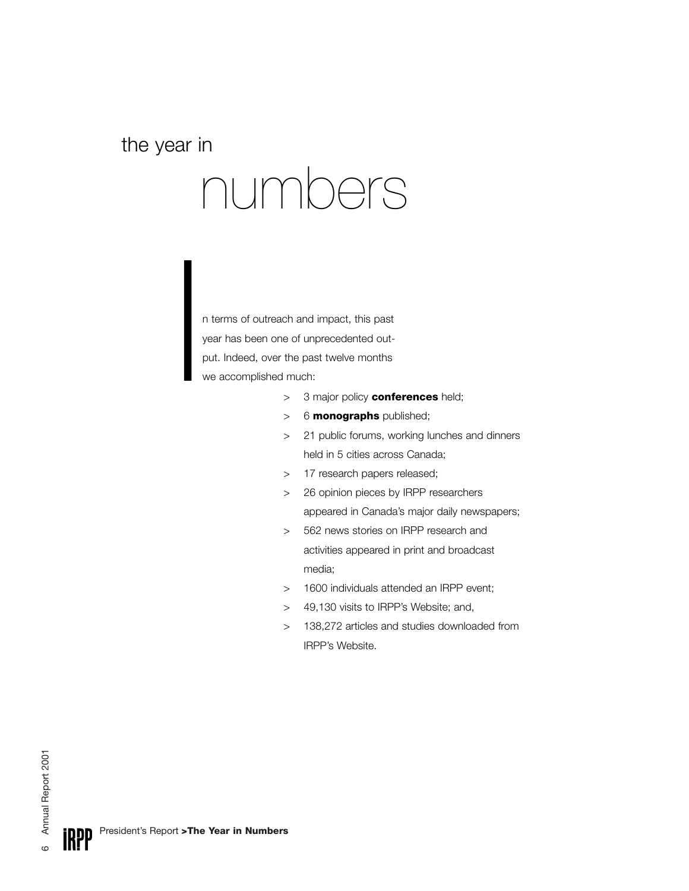# the year in numbers

In terms of outreach and impact, this past year has been one of unprecedented output. Indeed, over the past twelve months we accomplished much:

> 3 major policy **conferences** held;
> 6 **monographs** published;
> 21 public forums, working lunches and dinners held in 5 cities across Canada;
> 17 research papers released;
> 26 opinion pieces by IRPP researchers appeared in Canada's major daily newspapers;
> 562 news stories on IRPP research and activities appeared in print and broadcast media;
> 1600 individuals attended an IRPP event;
> 49,130 visits to IRPP's Website; and,
> 138,272 articles and studies downloaded from IRPP's Website.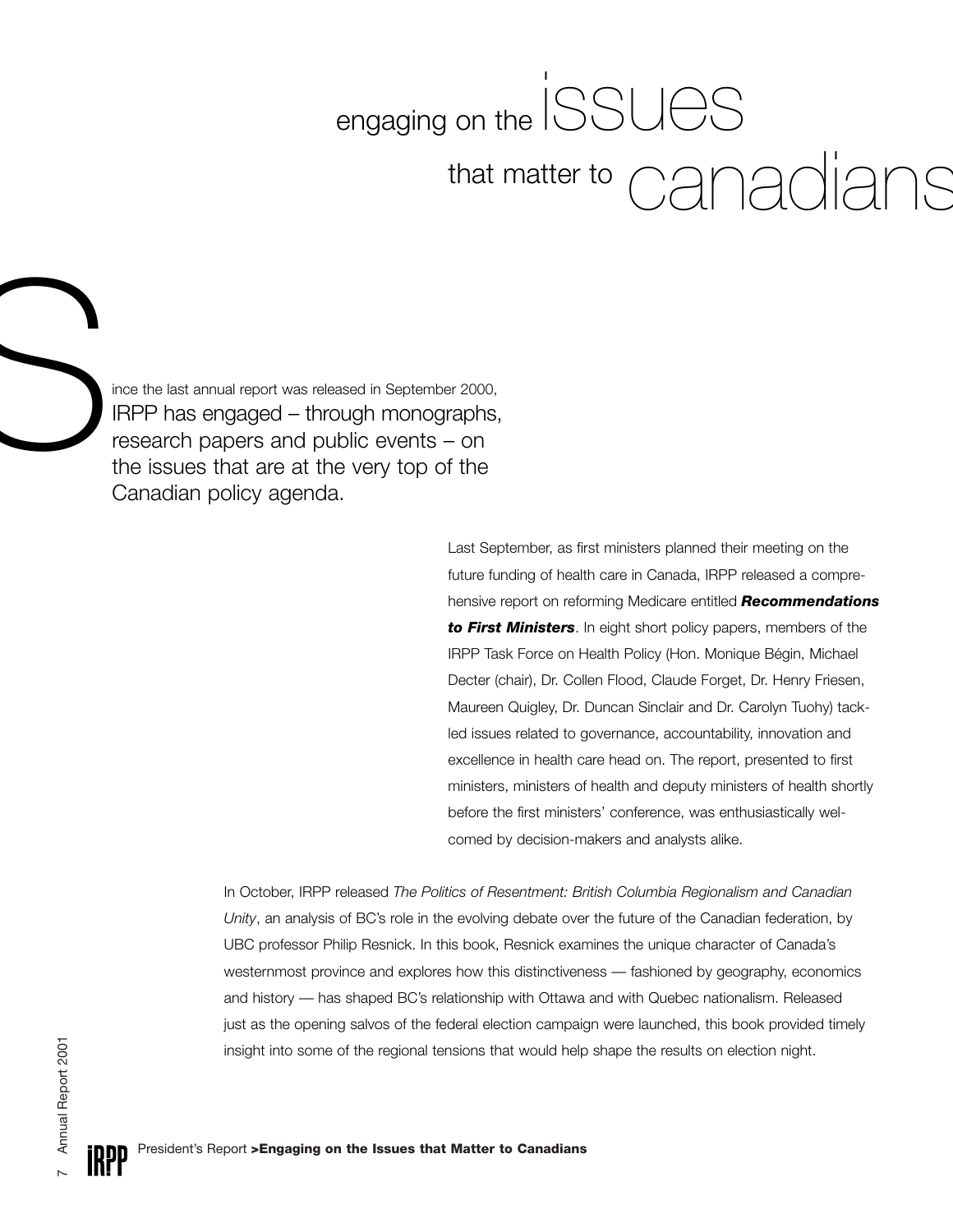# engaging on the issues that matter to canadians

Since the last annual report was released in September 2000, IRPP has engaged – through monographs, research papers and public events – on the issues that are at the very top of the Canadian policy agenda.

Last September, as first ministers planned their meeting on the future funding of health care in Canada, IRPP released a comprehensive report on reforming Medicare entitled ***Recommendations to First Ministers***. In eight short policy papers, members of the IRPP Task Force on Health Policy (Hon. Monique Bégin, Michael Decter (chair), Dr. Collen Flood, Claude Forget, Dr. Henry Friesen, Maureen Quigley, Dr. Duncan Sinclair and Dr. Carolyn Tuohy) tackled issues related to governance, accountability, innovation and excellence in health care head on. The report, presented to first ministers, ministers of health and deputy ministers of health shortly before the first ministers' conference, was enthusiastically welcomed by decision-makers and analysts alike.

In October, IRPP released *The Politics of Resentment: British Columbia Regionalism and Canadian Unity*, an analysis of BC's role in the evolving debate over the future of the Canadian federation, by UBC professor Philip Resnick. In this book, Resnick examines the unique character of Canada's westernmost province and explores how this distinctiveness — fashioned by geography, economics and history — has shaped BC's relationship with Ottawa and with Quebec nationalism. Released just as the opening salvos of the federal election campaign were launched, this book provided timely insight into some of the regional tensions that would help shape the results on election night.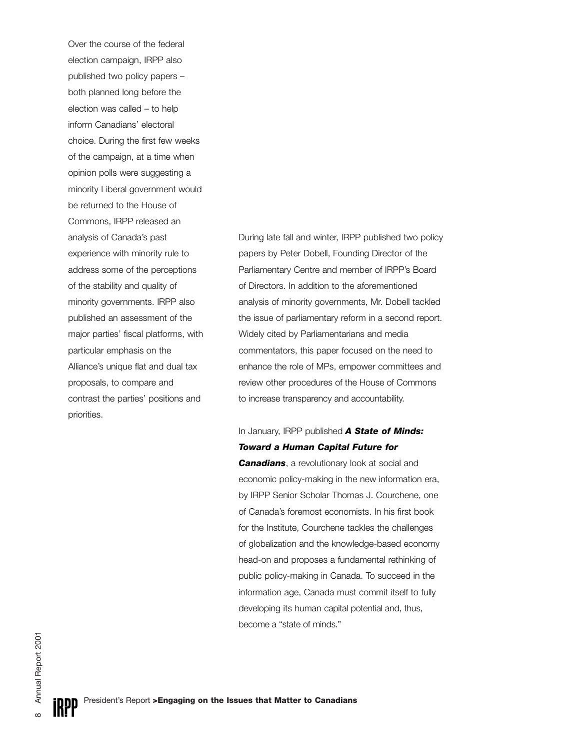Over the course of the federal election campaign, IRPP also published two policy papers – both planned long before the election was called – to help inform Canadians' electoral choice. During the first few weeks of the campaign, at a time when opinion polls were suggesting a minority Liberal government would be returned to the House of Commons, IRPP released an analysis of Canada's past experience with minority rule to address some of the perceptions of the stability and quality of minority governments. IRPP also published an assessment of the major parties' fiscal platforms, with particular emphasis on the Alliance's unique flat and dual tax proposals, to compare and contrast the parties' positions and priorities.

During late fall and winter, IRPP published two policy papers by Peter Dobell, Founding Director of the Parliamentary Centre and member of IRPP's Board of Directors. In addition to the aforementioned analysis of minority governments, Mr. Dobell tackled the issue of parliamentary reform in a second report. Widely cited by Parliamentarians and media commentators, this paper focused on the need to enhance the role of MPs, empower committees and review other procedures of the House of Commons to increase transparency and accountability.

In January, IRPP published ***A State of Minds: Toward a Human Capital Future for Canadians***, a revolutionary look at social and economic policy-making in the new information era, by IRPP Senior Scholar Thomas J. Courchene, one of Canada's foremost economists. In his first book for the Institute, Courchene tackles the challenges of globalization and the knowledge-based economy head-on and proposes a fundamental rethinking of public policy-making in Canada. To succeed in the information age, Canada must commit itself to fully developing its human capital potential and, thus, become a "state of minds."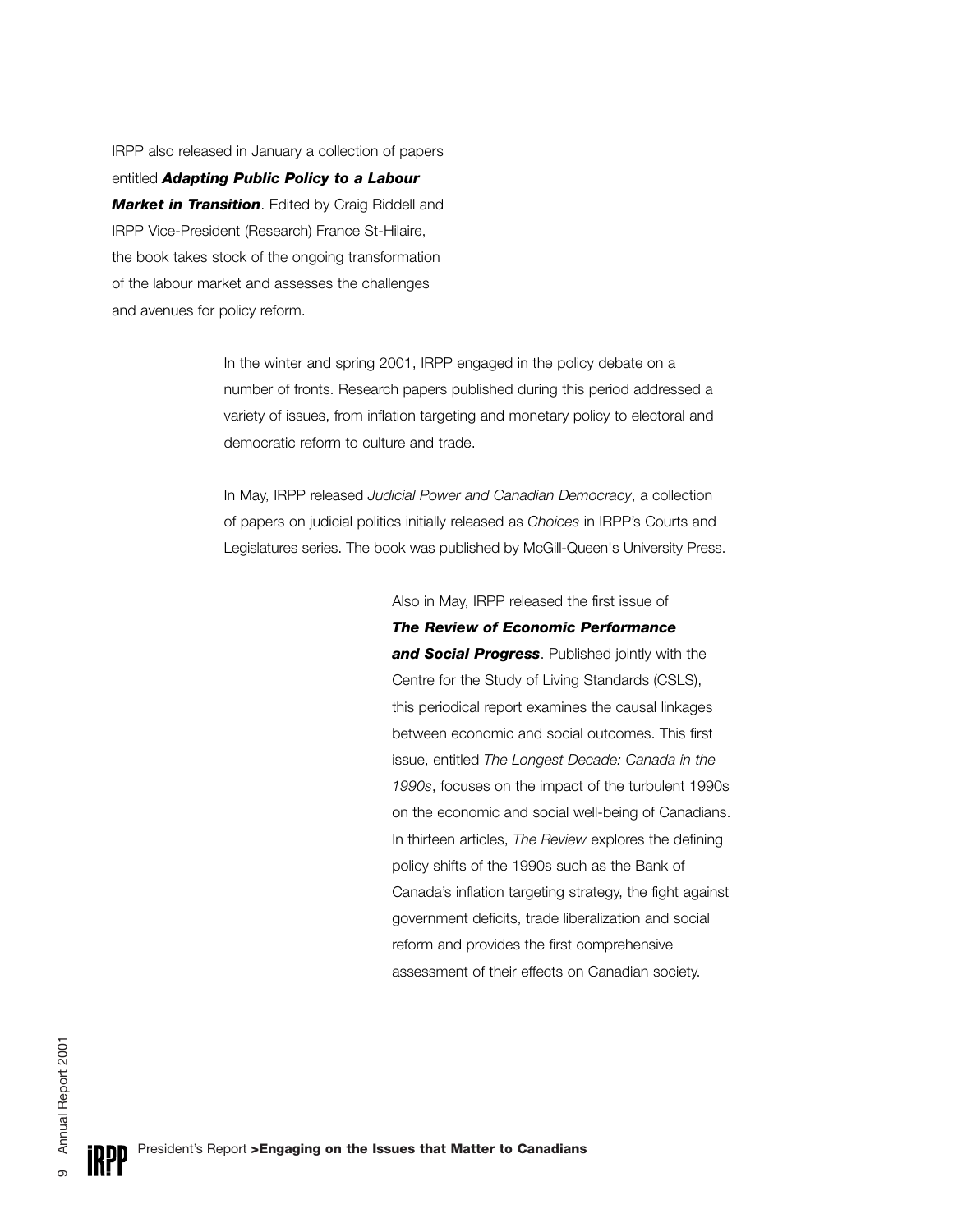IRPP also released in January a collection of papers entitled ***Adapting Public Policy to a Labour Market in Transition***. Edited by Craig Riddell and IRPP Vice-President (Research) France St-Hilaire, the book takes stock of the ongoing transformation of the labour market and assesses the challenges and avenues for policy reform.

In the winter and spring 2001, IRPP engaged in the policy debate on a number of fronts. Research papers published during this period addressed a variety of issues, from inflation targeting and monetary policy to electoral and democratic reform to culture and trade.

In May, IRPP released *Judicial Power and Canadian Democracy*, a collection of papers on judicial politics initially released as *Choices* in IRPP's Courts and Legislatures series. The book was published by McGill-Queen's University Press.

Also in May, IRPP released the first issue of ***The Review of Economic Performance and Social Progress***. Published jointly with the Centre for the Study of Living Standards (CSLS), this periodical report examines the causal linkages between economic and social outcomes. This first issue, entitled *The Longest Decade: Canada in the 1990s*, focuses on the impact of the turbulent 1990s on the economic and social well-being of Canadians. In thirteen articles, *The Review* explores the defining policy shifts of the 1990s such as the Bank of Canada's inflation targeting strategy, the fight against government deficits, trade liberalization and social reform and provides the first comprehensive assessment of their effects on Canadian society.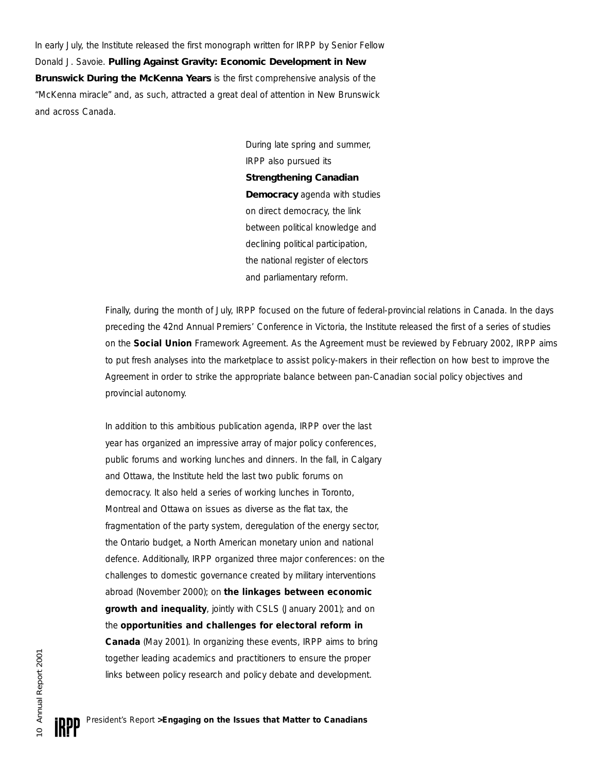In early July, the Institute released the first monograph written for IRPP by Senior Fellow Donald J. Savoie. **Pulling Against Gravity: Economic Development in New Brunswick During the McKenna Years** is the first comprehensive analysis of the "McKenna miracle" and, as such, attracted a great deal of attention in New Brunswick and across Canada.

During late spring and summer, IRPP also pursued its **Strengthening Canadian Democracy** agenda with studies on direct democracy, the link between political knowledge and declining political participation, the national register of electors and parliamentary reform.

Finally, during the month of July, IRPP focused on the future of federal-provincial relations in Canada. In the days preceding the 42nd Annual Premiers' Conference in Victoria, the Institute released the first of a series of studies on the **Social Union** Framework Agreement. As the Agreement must be reviewed by February 2002, IRPP aims to put fresh analyses into the marketplace to assist policy-makers in their reflection on how best to improve the Agreement in order to strike the appropriate balance between pan-Canadian social policy objectives and provincial autonomy.

In addition to this ambitious publication agenda, IRPP over the last year has organized an impressive array of major policy conferences, public forums and working lunches and dinners. In the fall, in Calgary and Ottawa, the Institute held the last two public forums on democracy. It also held a series of working lunches in Toronto, Montreal and Ottawa on issues as diverse as the flat tax, the fragmentation of the party system, deregulation of the energy sector, the Ontario budget, a North American monetary union and national defence. Additionally, IRPP organized three major conferences: on the challenges to domestic governance created by military interventions abroad (November 2000); on **the linkages between economic growth and inequality**, jointly with CSLS (January 2001); and on the **opportunities and challenges for electoral reform in Canada** (May 2001). In organizing these events, IRPP aims to bring together leading academics and practitioners to ensure the proper links between policy research and policy debate and development.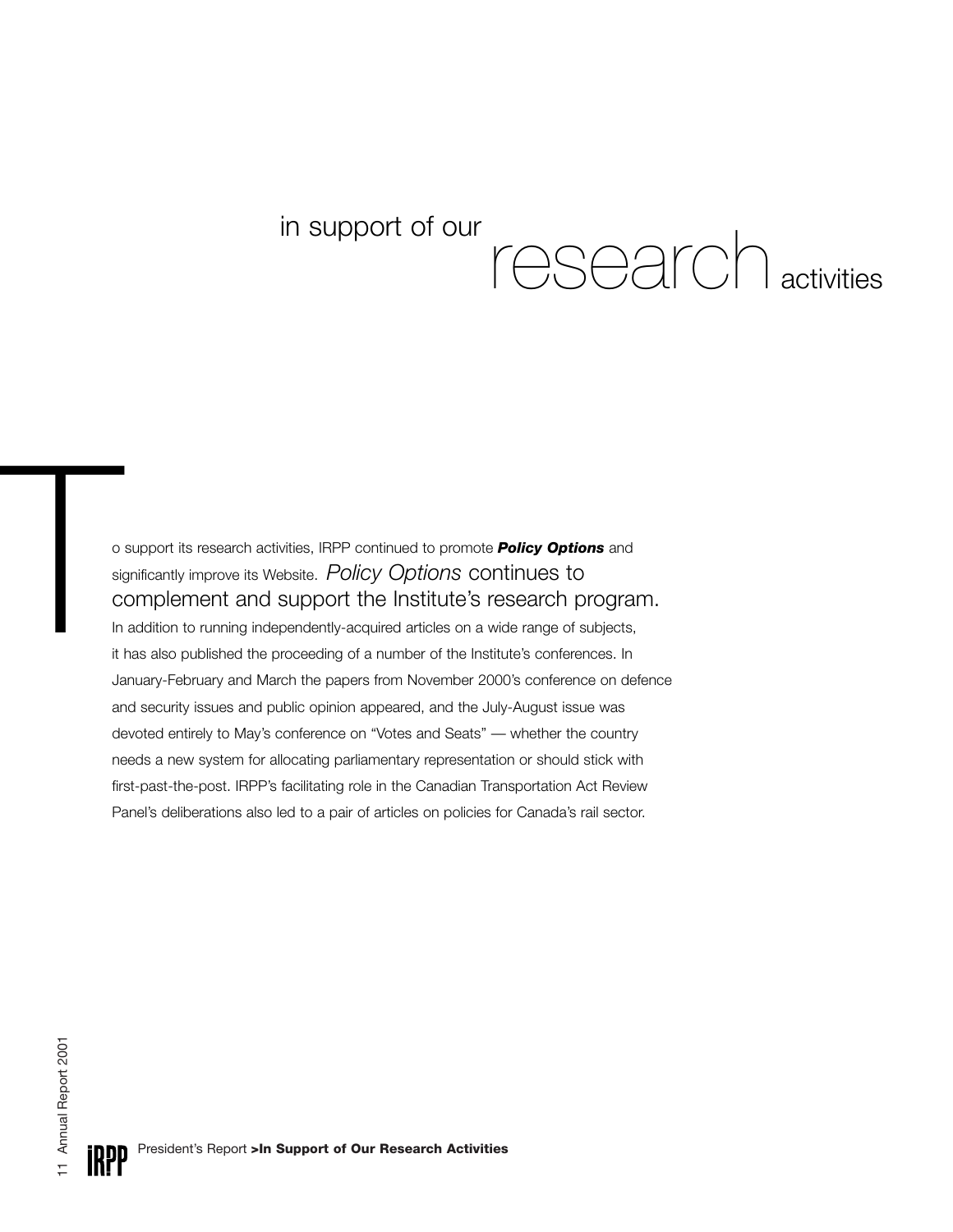# in support of our research activities

To support its research activities, IRPP continued to promote ***Policy Options*** and significantly improve its Website. *Policy Options* continues to complement and support the Institute's research program. In addition to running independently-acquired articles on a wide range of subjects, it has also published the proceeding of a number of the Institute's conferences. In January-February and March the papers from November 2000's conference on defence and security issues and public opinion appeared, and the July-August issue was devoted entirely to May's conference on "Votes and Seats" — whether the country needs a new system for allocating parliamentary representation or should stick with first-past-the-post. IRPP's facilitating role in the Canadian Transportation Act Review Panel's deliberations also led to a pair of articles on policies for Canada's rail sector.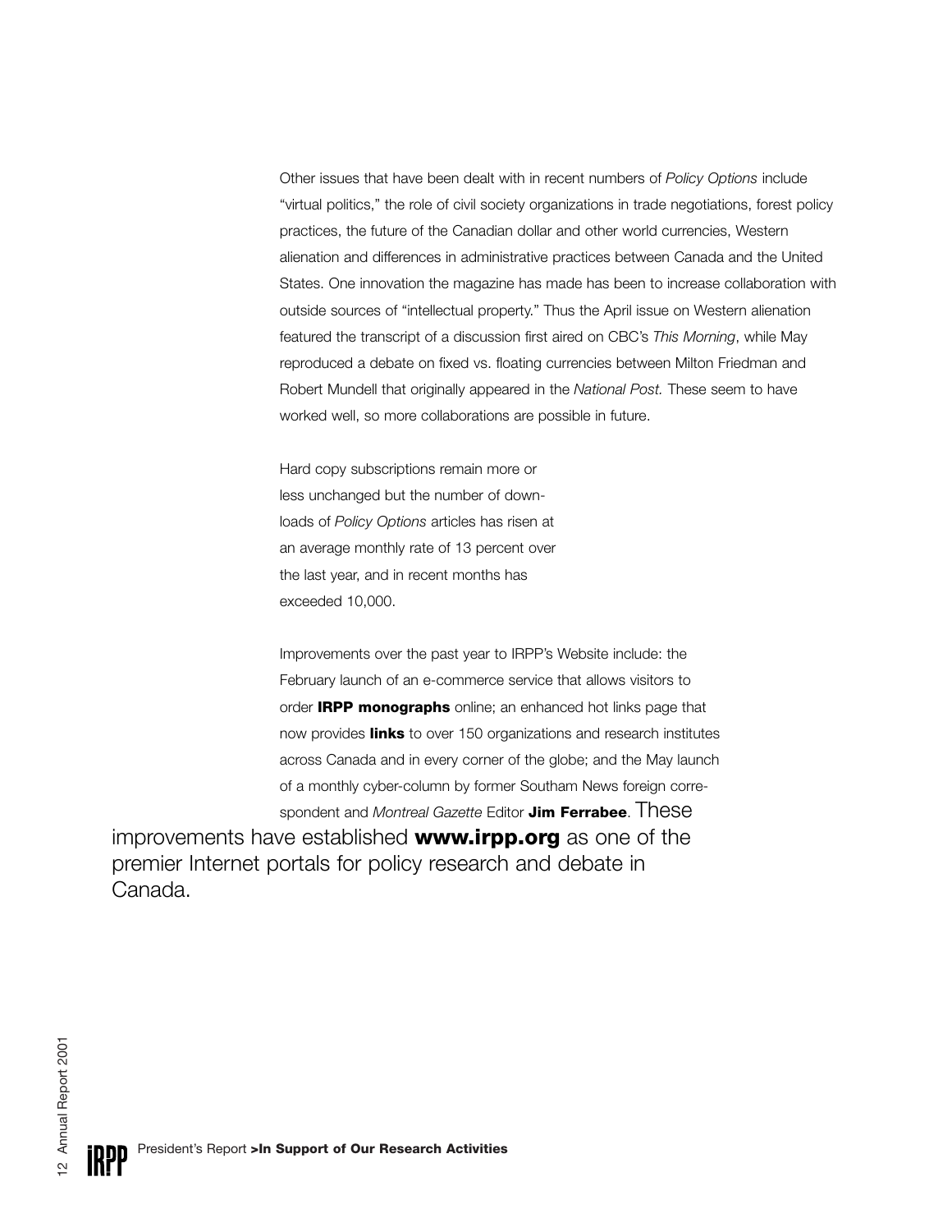Other issues that have been dealt with in recent numbers of *Policy Options* include "virtual politics," the role of civil society organizations in trade negotiations, forest policy practices, the future of the Canadian dollar and other world currencies, Western alienation and differences in administrative practices between Canada and the United States. One innovation the magazine has made has been to increase collaboration with outside sources of "intellectual property." Thus the April issue on Western alienation featured the transcript of a discussion first aired on CBC's *This Morning*, while May reproduced a debate on fixed vs. floating currencies between Milton Friedman and Robert Mundell that originally appeared in the *National Post.* These seem to have worked well, so more collaborations are possible in future.

Hard copy subscriptions remain more or less unchanged but the number of downloads of *Policy Options* articles has risen at an average monthly rate of 13 percent over the last year, and in recent months has exceeded 10,000.

Improvements over the past year to IRPP's Website include: the February launch of an e-commerce service that allows visitors to order **IRPP monographs** online; an enhanced hot links page that now provides **links** to over 150 organizations and research institutes across Canada and in every corner of the globe; and the May launch of a monthly cyber-column by former Southam News foreign correspondent and *Montreal Gazette* Editor **Jim Ferrabee**. These improvements have established **www.irpp.org** as one of the premier Internet portals for policy research and debate in Canada.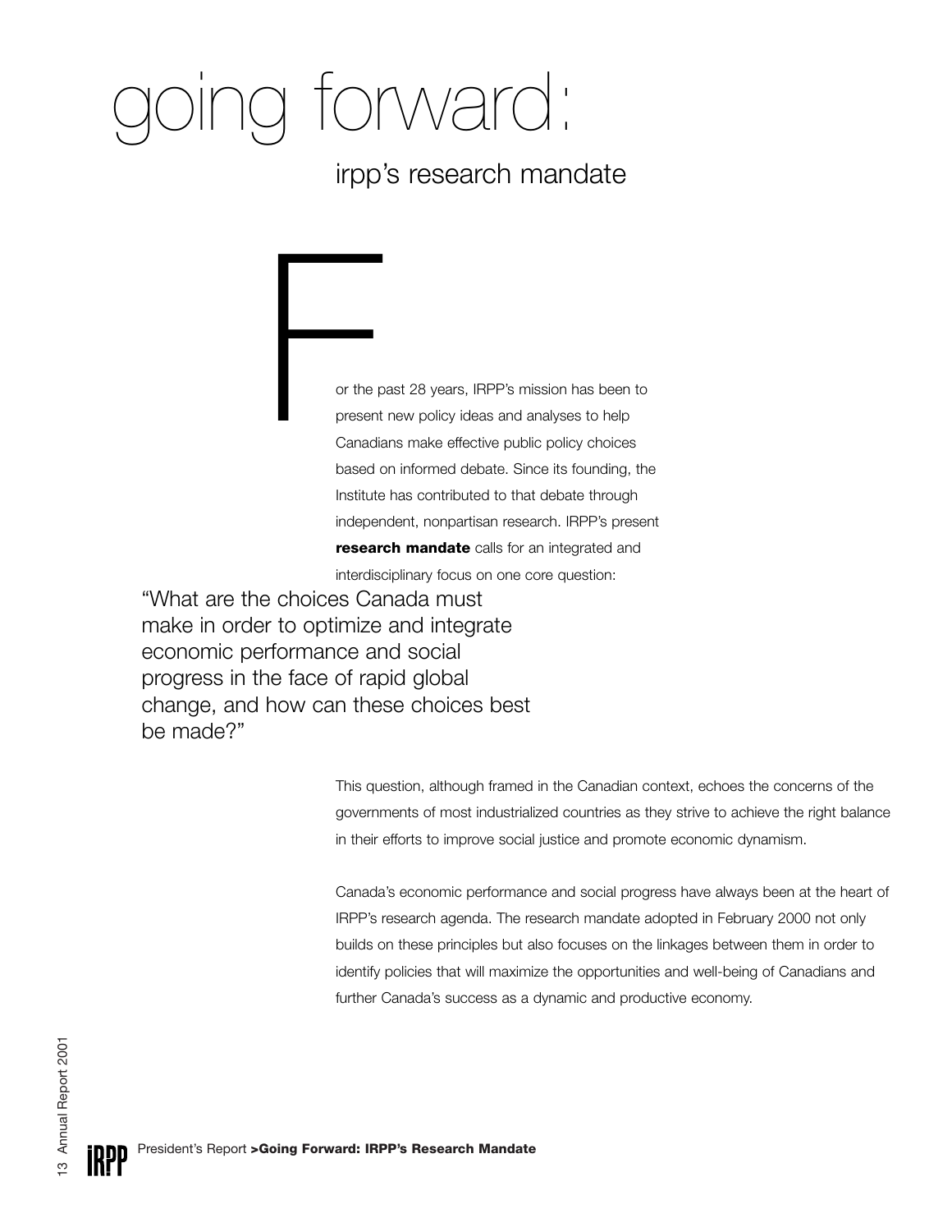# going forward:

## irpp's research mandate

For the past 28 years, IRPP's mission has been to present new policy ideas and analyses to help Canadians make effective public policy choices based on informed debate. Since its founding, the Institute has contributed to that debate through independent, nonpartisan research. IRPP's present **research mandate** calls for an integrated and interdisciplinary focus on one core question:

"What are the choices Canada must make in order to optimize and integrate economic performance and social progress in the face of rapid global change, and how can these choices best be made?"

This question, although framed in the Canadian context, echoes the concerns of the governments of most industrialized countries as they strive to achieve the right balance in their efforts to improve social justice and promote economic dynamism.

Canada's economic performance and social progress have always been at the heart of IRPP's research agenda. The research mandate adopted in February 2000 not only builds on these principles but also focuses on the linkages between them in order to identify policies that will maximize the opportunities and well-being of Canadians and further Canada's success as a dynamic and productive economy.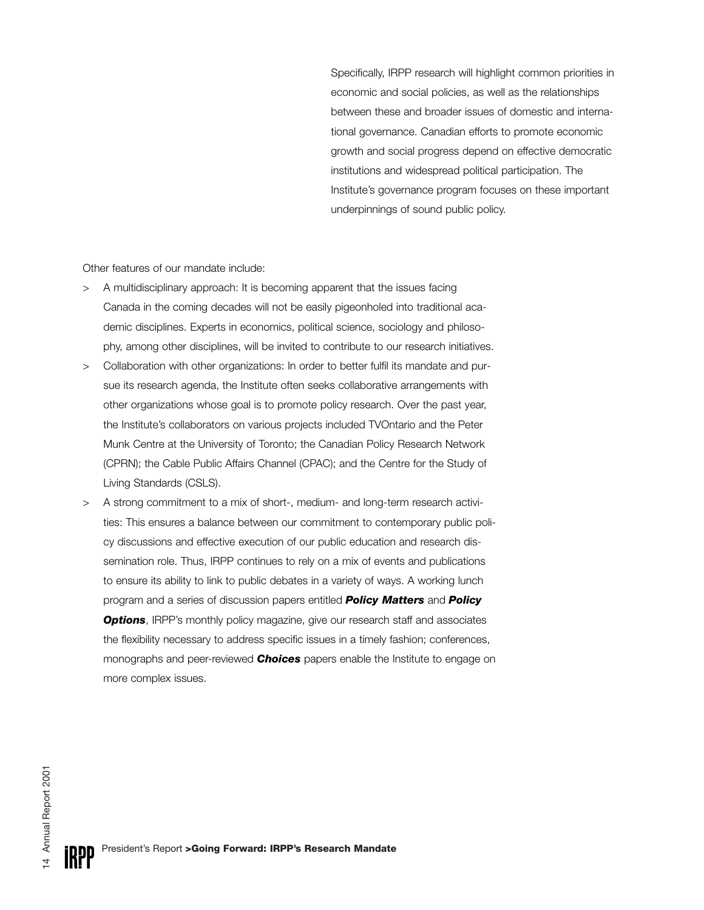Specifically, IRPP research will highlight common priorities in economic and social policies, as well as the relationships between these and broader issues of domestic and international governance. Canadian efforts to promote economic growth and social progress depend on effective democratic institutions and widespread political participation. The Institute's governance program focuses on these important underpinnings of sound public policy.

Other features of our mandate include:

> A multidisciplinary approach: It is becoming apparent that the issues facing Canada in the coming decades will not be easily pigeonholed into traditional academic disciplines. Experts in economics, political science, sociology and philosophy, among other disciplines, will be invited to contribute to our research initiatives.

> Collaboration with other organizations: In order to better fulfil its mandate and pursue its research agenda, the Institute often seeks collaborative arrangements with other organizations whose goal is to promote policy research. Over the past year, the Institute's collaborators on various projects included TVOntario and the Peter Munk Centre at the University of Toronto; the Canadian Policy Research Network (CPRN); the Cable Public Affairs Channel (CPAC); and the Centre for the Study of Living Standards (CSLS).

> A strong commitment to a mix of short-, medium- and long-term research activities: This ensures a balance between our commitment to contemporary public policy discussions and effective execution of our public education and research dissemination role. Thus, IRPP continues to rely on a mix of events and publications to ensure its ability to link to public debates in a variety of ways. A working lunch program and a series of discussion papers entitled ***Policy Matters*** and ***Policy Options***, IRPP's monthly policy magazine, give our research staff and associates the flexibility necessary to address specific issues in a timely fashion; conferences, monographs and peer-reviewed ***Choices*** papers enable the Institute to engage on more complex issues.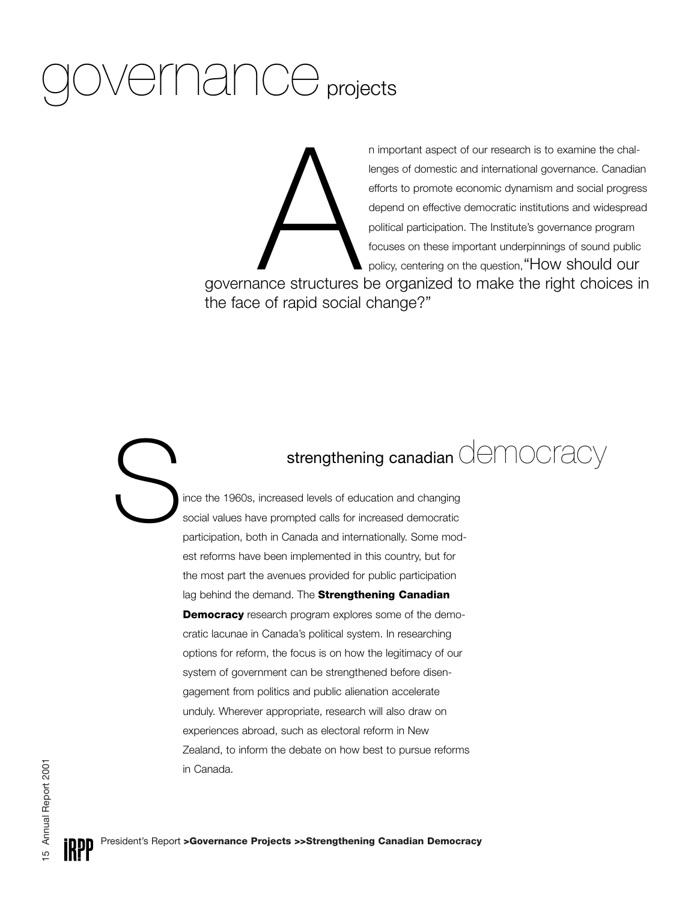# governance projects

An important aspect of our research is to examine the challenges of domestic and international governance. Canadian efforts to promote economic dynamism and social progress depend on effective democratic institutions and widespread political participation. The Institute's governance program focuses on these important underpinnings of sound public policy, centering on the question, "How should our governance structures be organized to make the right choices in the face of rapid social change?"

## strengthening canadian democracy

Since the 1960s, increased levels of education and changing social values have prompted calls for increased democratic participation, both in Canada and internationally. Some modest reforms have been implemented in this country, but for the most part the avenues provided for public participation lag behind the demand. The **Strengthening Canadian Democracy** research program explores some of the democratic lacunae in Canada's political system. In researching options for reform, the focus is on how the legitimacy of our system of government can be strengthened before disengagement from politics and public alienation accelerate unduly. Wherever appropriate, research will also draw on experiences abroad, such as electoral reform in New Zealand, to inform the debate on how best to pursue reforms in Canada.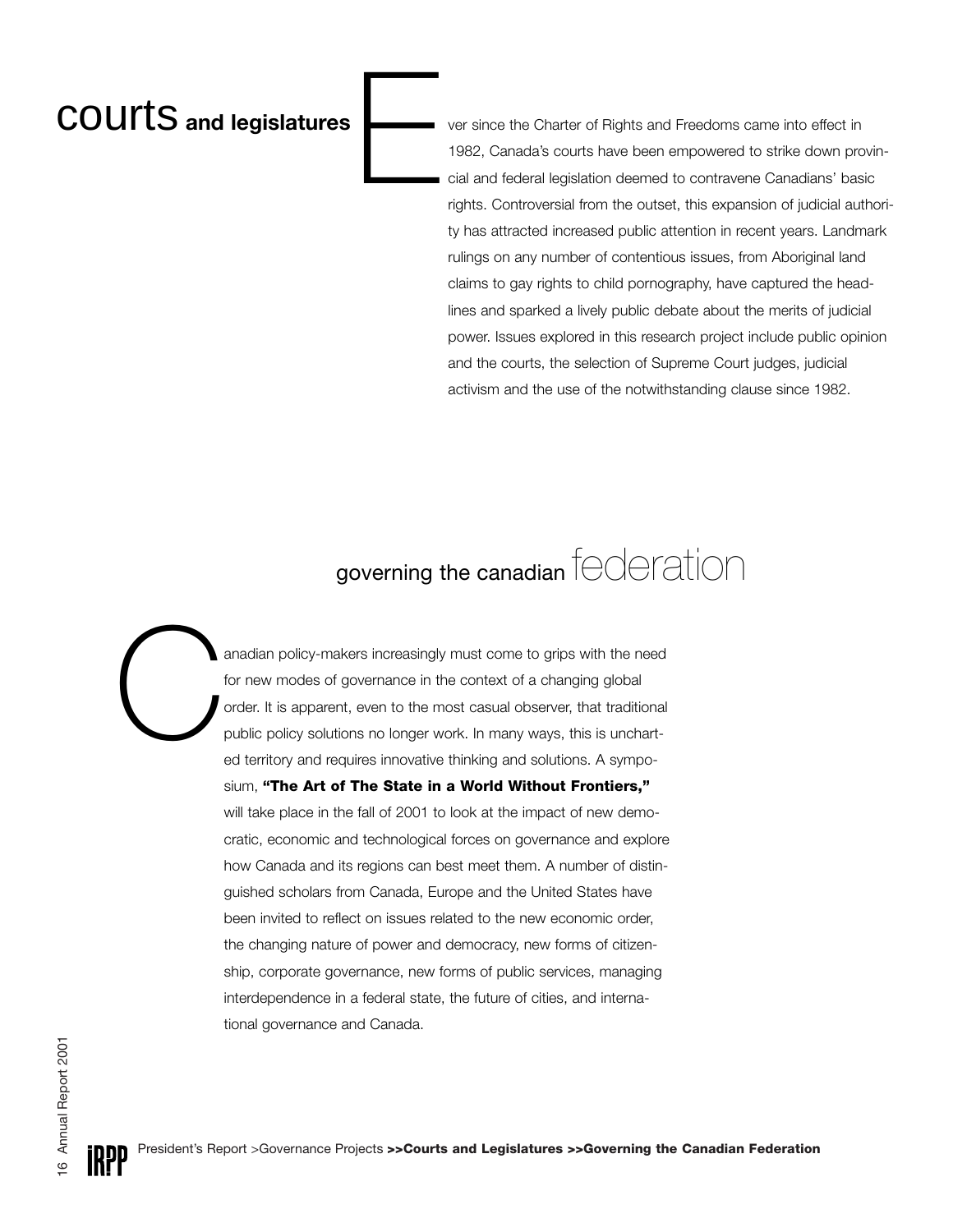## courts and legislatures

Ever since the Charter of Rights and Freedoms came into effect in 1982, Canada's courts have been empowered to strike down provincial and federal legislation deemed to contravene Canadians' basic rights. Controversial from the outset, this expansion of judicial authority has attracted increased public attention in recent years. Landmark rulings on any number of contentious issues, from Aboriginal land claims to gay rights to child pornography, have captured the headlines and sparked a lively public debate about the merits of judicial power. Issues explored in this research project include public opinion and the courts, the selection of Supreme Court judges, judicial activism and the use of the notwithstanding clause since 1982.

## governing the canadian federation

Canadian policy-makers increasingly must come to grips with the need for new modes of governance in the context of a changing global order. It is apparent, even to the most casual observer, that traditional public policy solutions no longer work. In many ways, this is uncharted territory and requires innovative thinking and solutions. A symposium, **"The Art of The State in a World Without Frontiers,"** will take place in the fall of 2001 to look at the impact of new democratic, economic and technological forces on governance and explore how Canada and its regions can best meet them. A number of distinguished scholars from Canada, Europe and the United States have been invited to reflect on issues related to the new economic order, the changing nature of power and democracy, new forms of citizenship, corporate governance, new forms of public services, managing interdependence in a federal state, the future of cities, and international governance and Canada.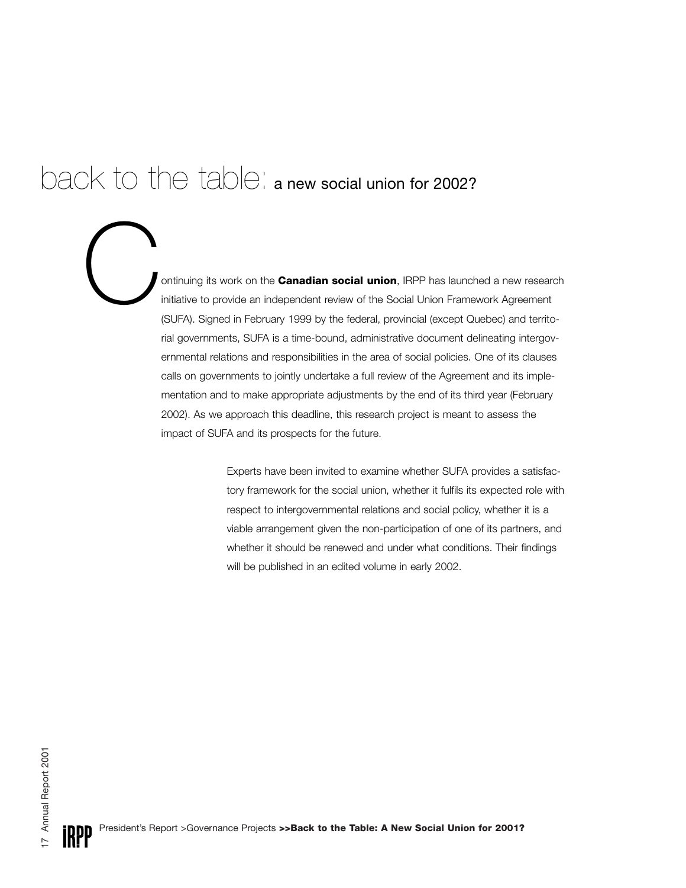# back to the table: a new social union for 2002?

Continuing its work on the **Canadian social union**, IRPP has launched a new research initiative to provide an independent review of the Social Union Framework Agreement (SUFA). Signed in February 1999 by the federal, provincial (except Quebec) and territorial governments, SUFA is a time-bound, administrative document delineating intergovernmental relations and responsibilities in the area of social policies. One of its clauses calls on governments to jointly undertake a full review of the Agreement and its implementation and to make appropriate adjustments by the end of its third year (February 2002). As we approach this deadline, this research project is meant to assess the impact of SUFA and its prospects for the future.

Experts have been invited to examine whether SUFA provides a satisfactory framework for the social union, whether it fulfils its expected role with respect to intergovernmental relations and social policy, whether it is a viable arrangement given the non-participation of one of its partners, and whether it should be renewed and under what conditions. Their findings will be published in an edited volume in early 2002.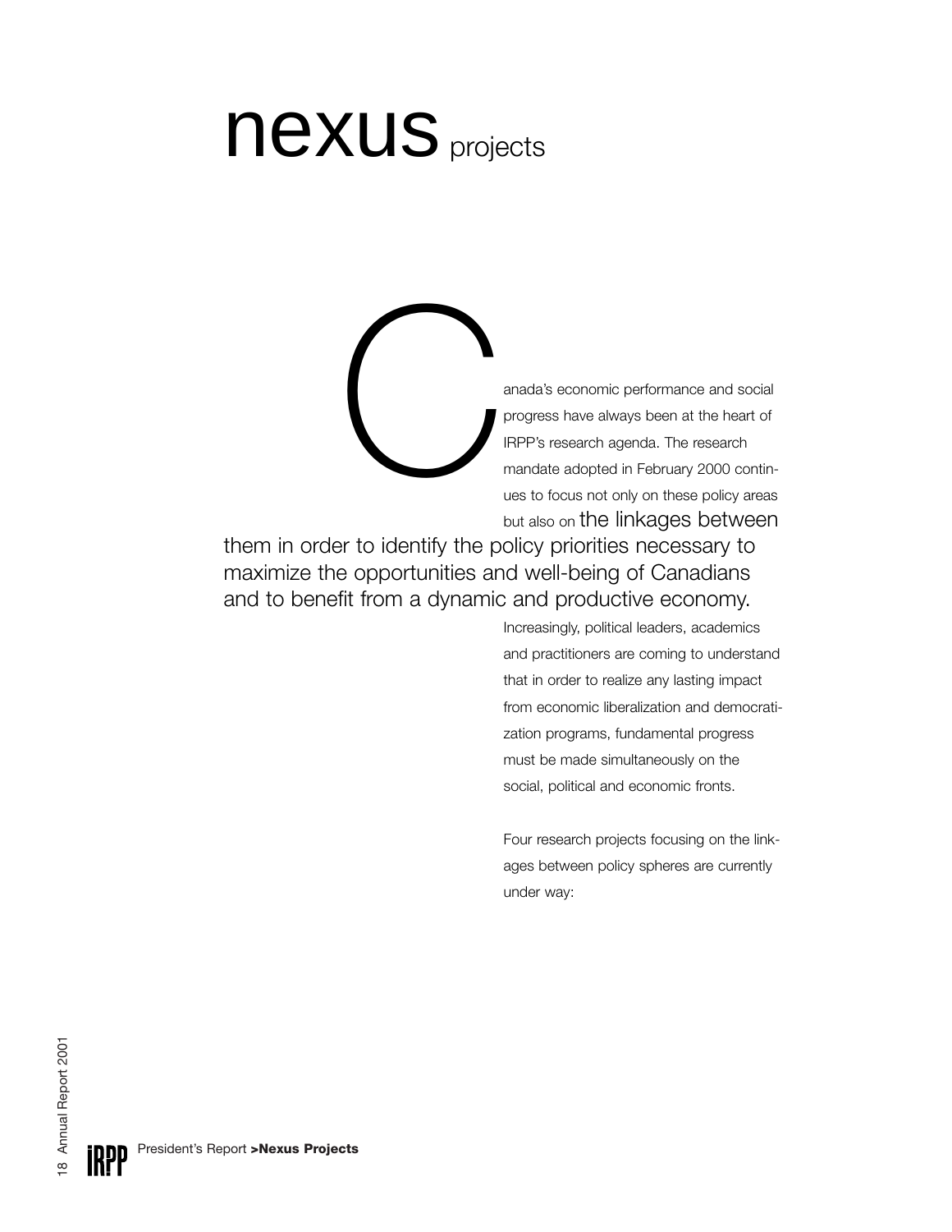# nexus projects

Canada's economic performance and social progress have always been at the heart of IRPP's research agenda. The research mandate adopted in February 2000 continues to focus not only on these policy areas but also on the linkages between them in order to identify the policy priorities necessary to maximize the opportunities and well-being of Canadians and to benefit from a dynamic and productive economy.

Increasingly, political leaders, academics and practitioners are coming to understand that in order to realize any lasting impact from economic liberalization and democratization programs, fundamental progress must be made simultaneously on the social, political and economic fronts.

Four research projects focusing on the linkages between policy spheres are currently under way: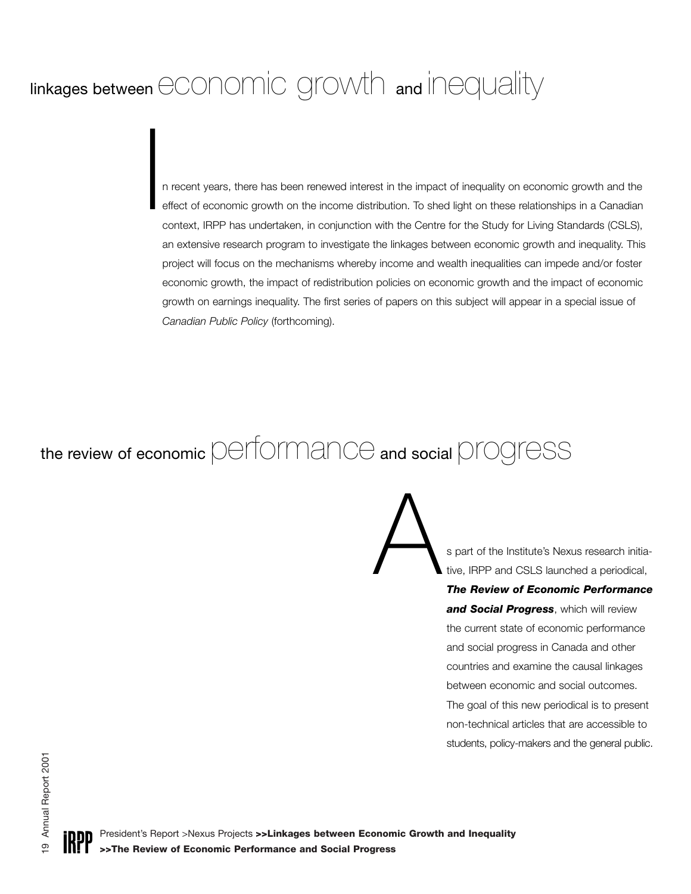## linkages between economic growth and inequality

In recent years, there has been renewed interest in the impact of inequality on economic growth and the effect of economic growth on the income distribution. To shed light on these relationships in a Canadian context, IRPP has undertaken, in conjunction with the Centre for the Study for Living Standards (CSLS), an extensive research program to investigate the linkages between economic growth and inequality. This project will focus on the mechanisms whereby income and wealth inequalities can impede and/or foster economic growth, the impact of redistribution policies on economic growth and the impact of economic growth on earnings inequality. The first series of papers on this subject will appear in a special issue of *Canadian Public Policy* (forthcoming).

## the review of economic performance and social progress

As part of the Institute's Nexus research initiative, IRPP and CSLS launched a periodical, ***The Review of Economic Performance and Social Progress***, which will review the current state of economic performance and social progress in Canada and other countries and examine the causal linkages between economic and social outcomes. The goal of this new periodical is to present non-technical articles that are accessible to students, policy-makers and the general public.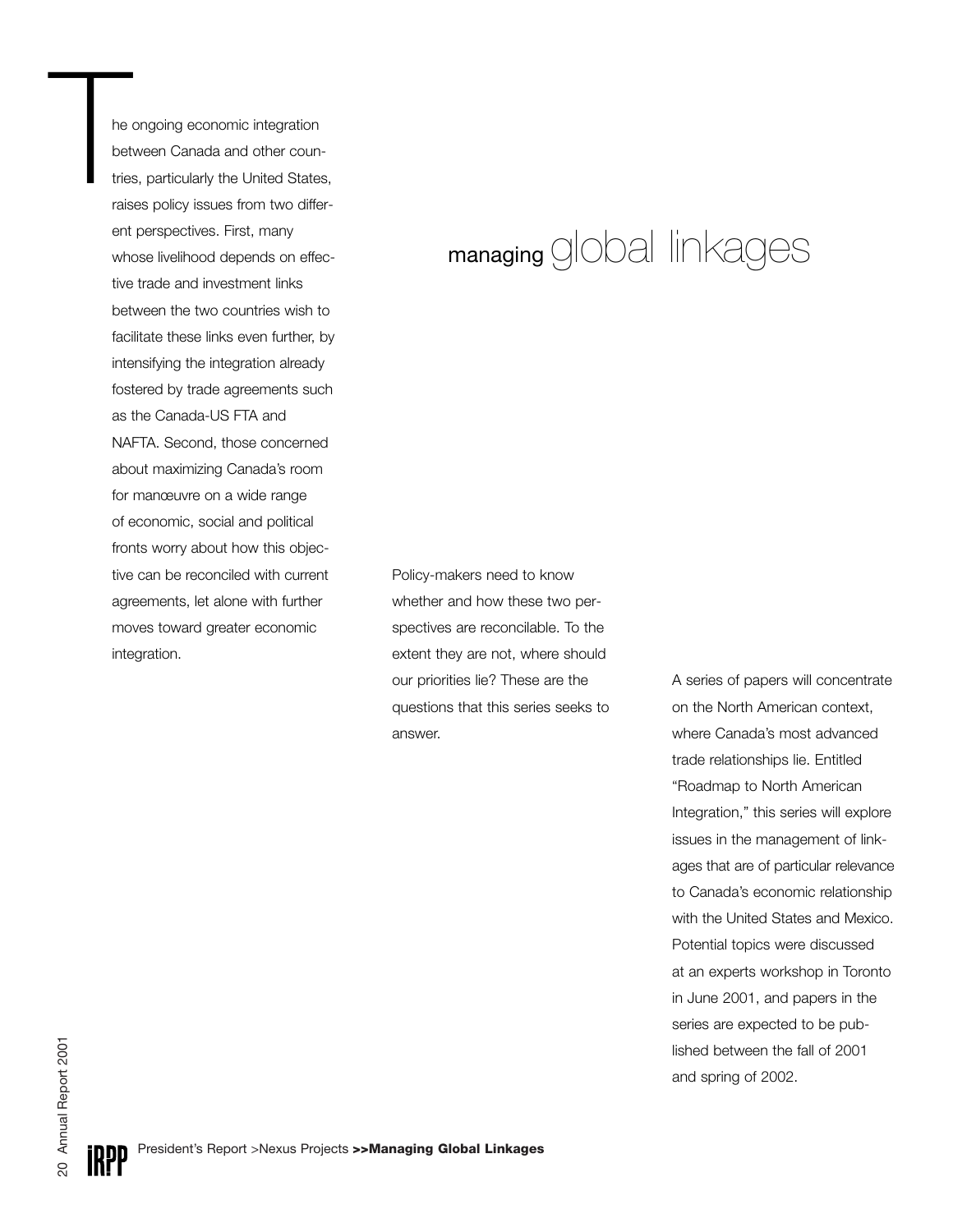# managing global linkages

The ongoing economic integration between Canada and other countries, particularly the United States, raises policy issues from two different perspectives. First, many whose livelihood depends on effective trade and investment links between the two countries wish to facilitate these links even further, by intensifying the integration already fostered by trade agreements such as the Canada-US FTA and NAFTA. Second, those concerned about maximizing Canada's room for manœuvre on a wide range of economic, social and political fronts worry about how this objective can be reconciled with current agreements, let alone with further moves toward greater economic integration.

Policy-makers need to know whether and how these two perspectives are reconcilable. To the extent they are not, where should our priorities lie? These are the questions that this series seeks to answer.

A series of papers will concentrate on the North American context, where Canada's most advanced trade relationships lie. Entitled "Roadmap to North American Integration," this series will explore issues in the management of linkages that are of particular relevance to Canada's economic relationship with the United States and Mexico. Potential topics were discussed at an experts workshop in Toronto in June 2001, and papers in the series are expected to be published between the fall of 2001 and spring of 2002.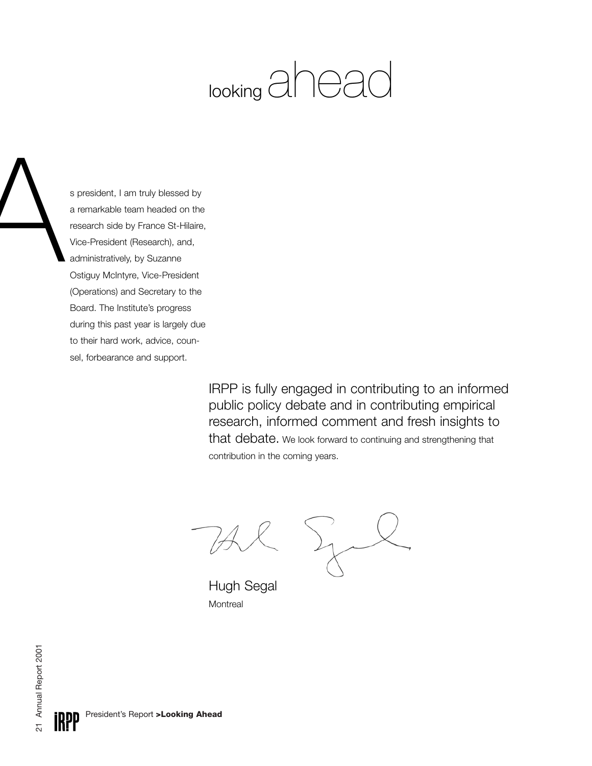# looking ahead

As president, I am truly blessed by a remarkable team headed on the research side by France St-Hilaire, Vice-President (Research), and, administratively, by Suzanne Ostiguy McIntyre, Vice-President (Operations) and Secretary to the Board. The Institute's progress during this past year is largely due to their hard work, advice, counsel, forbearance and support.

IRPP is fully engaged in contributing to an informed public policy debate and in contributing empirical research, informed comment and fresh insights to that debate. We look forward to continuing and strengthening that contribution in the coming years.

Hugh Segal
Montreal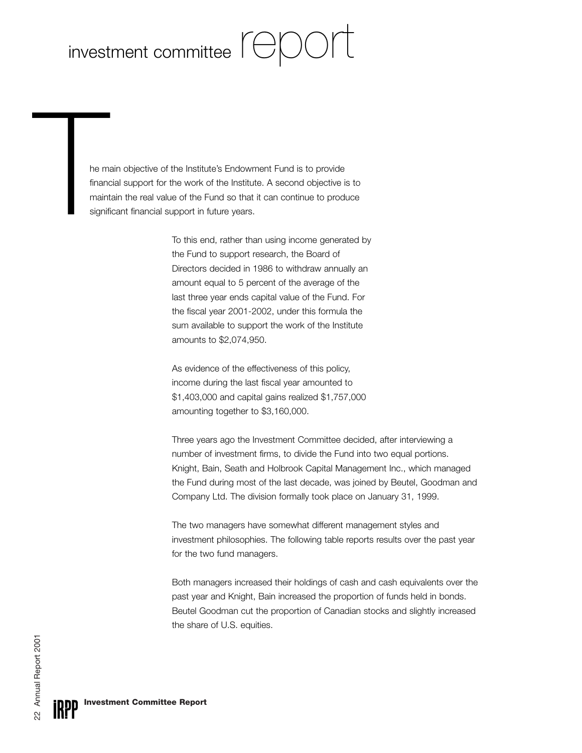# investment committee report

The main objective of the Institute's Endowment Fund is to provide financial support for the work of the Institute. A second objective is to maintain the real value of the Fund so that it can continue to produce significant financial support in future years.

To this end, rather than using income generated by the Fund to support research, the Board of Directors decided in 1986 to withdraw annually an amount equal to 5 percent of the average of the last three year ends capital value of the Fund. For the fiscal year 2001-2002, under this formula the sum available to support the work of the Institute amounts to $2,074,950.

As evidence of the effectiveness of this policy, income during the last fiscal year amounted to $1,403,000 and capital gains realized $1,757,000 amounting together to $3,160,000.

Three years ago the Investment Committee decided, after interviewing a number of investment firms, to divide the Fund into two equal portions. Knight, Bain, Seath and Holbrook Capital Management Inc., which managed the Fund during most of the last decade, was joined by Beutel, Goodman and Company Ltd. The division formally took place on January 31, 1999.

The two managers have somewhat different management styles and investment philosophies. The following table reports results over the past year for the two fund managers.

Both managers increased their holdings of cash and cash equivalents over the past year and Knight, Bain increased the proportion of funds held in bonds. Beutel Goodman cut the proportion of Canadian stocks and slightly increased the share of U.S. equities.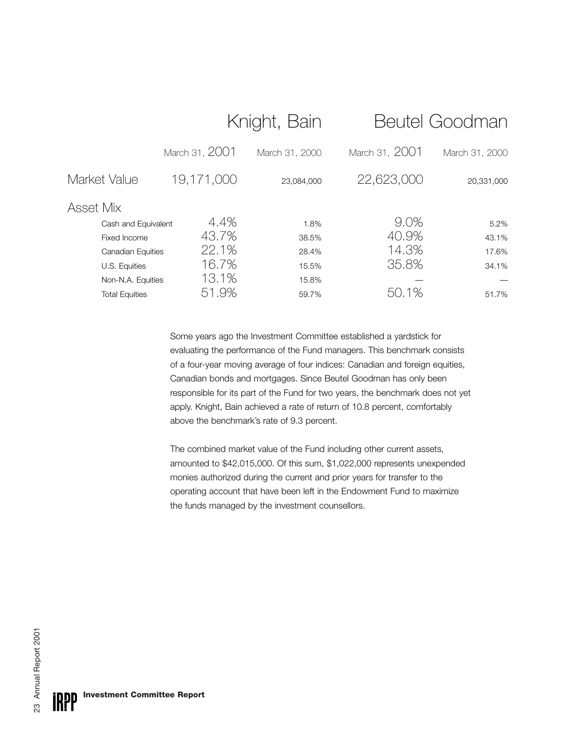| | Knight, Bain | | Beutel Goodman | |
|---|---|---|---|---|
| | March 31, 2001 | March 31, 2000 | March 31, 2001 | March 31, 2000 |
| Market Value | 19,171,000 | 23,084,000 | 22,623,000 | 20,331,000 |
| Asset Mix | | | | |
| Cash and Equivalent | 4.4% | 1.8% | 9.0% | 5.2% |
| Fixed Income | 43.7% | 38.5% | 40.9% | 43.1% |
| Canadian Equities | 22.1% | 28.4% | 14.3% | 17.6% |
| U.S. Equities | 16.7% | 15.5% | 35.8% | 34.1% |
| Non-N.A. Equities | 13.1% | 15.8% | — | — |
| Total Equities | 51.9% | 59.7% | 50.1% | 51.7% |

Some years ago the Investment Committee established a yardstick for evaluating the performance of the Fund managers. This benchmark consists of a four-year moving average of four indices: Canadian and foreign equities, Canadian bonds and mortgages. Since Beutel Goodman has only been responsible for its part of the Fund for two years, the benchmark does not yet apply. Knight, Bain achieved a rate of return of 10.8 percent, comfortably above the benchmark's rate of 9.3 percent.

The combined market value of the Fund including other current assets, amounted to $42,015,000. Of this sum, $1,022,000 represents unexpended monies authorized during the current and prior years for transfer to the operating account that have been left in the Endowment Fund to maximize the funds managed by the investment counsellors.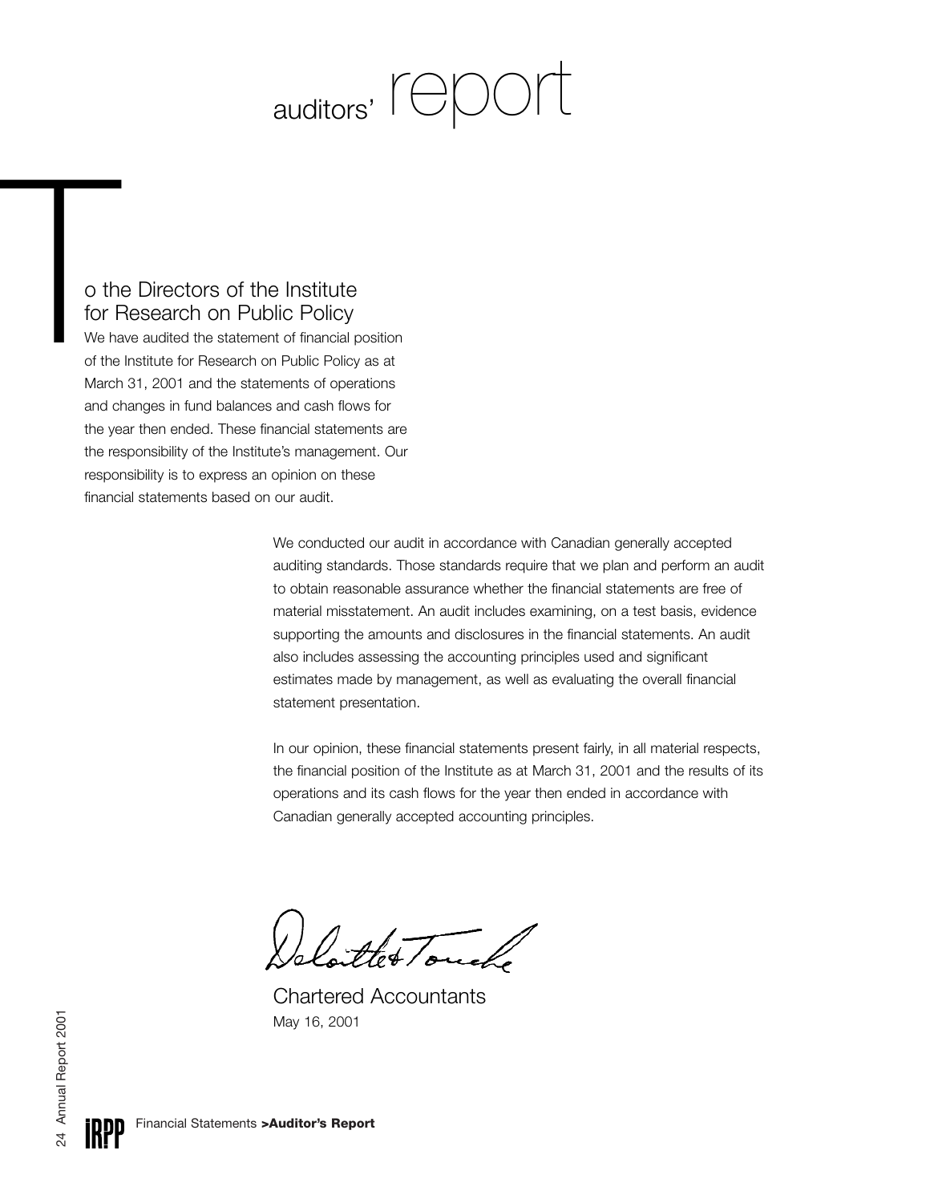# auditors' report

**To the Directors of the Institute for Research on Public Policy**

We have audited the statement of financial position of the Institute for Research on Public Policy as at March 31, 2001 and the statements of operations and changes in fund balances and cash flows for the year then ended. These financial statements are the responsibility of the Institute's management. Our responsibility is to express an opinion on these financial statements based on our audit.

We conducted our audit in accordance with Canadian generally accepted auditing standards. Those standards require that we plan and perform an audit to obtain reasonable assurance whether the financial statements are free of material misstatement. An audit includes examining, on a test basis, evidence supporting the amounts and disclosures in the financial statements. An audit also includes assessing the accounting principles used and significant estimates made by management, as well as evaluating the overall financial statement presentation.

In our opinion, these financial statements present fairly, in all material respects, the financial position of the Institute as at March 31, 2001 and the results of its operations and its cash flows for the year then ended in accordance with Canadian generally accepted accounting principles.

Deloitte & Touche

Chartered Accountants
May 16, 2001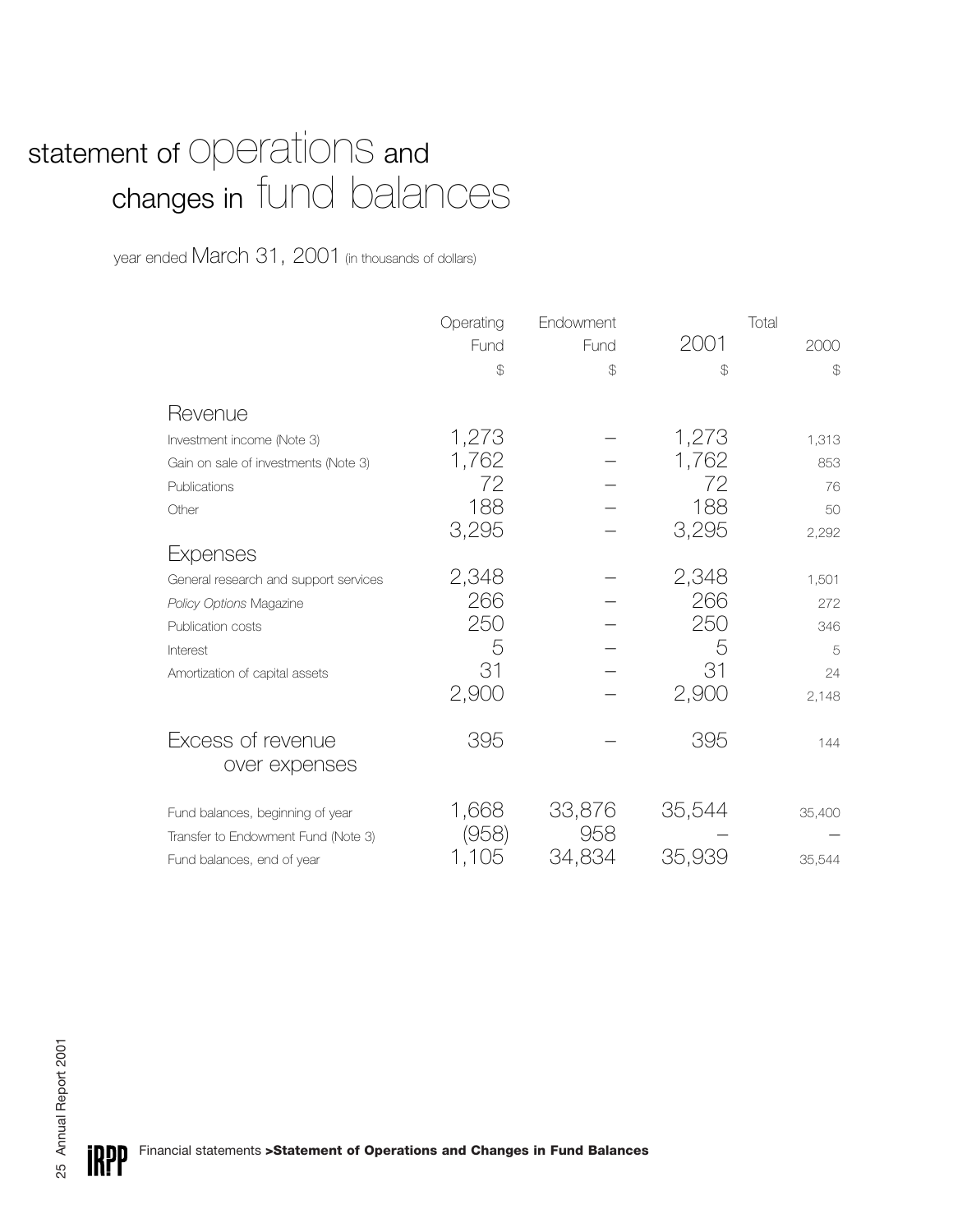# statement of operations and changes in fund balances

year ended March 31, 2001 (in thousands of dollars)

| | Operating Fund | Endowment Fund | Total 2001 | Total 2000 |
|---|---|---|---|---|
| | $ | $ | $ | $ |
| **Revenue** | | | | |
| Investment income (Note 3) | 1,273 | – | 1,273 | 1,313 |
| Gain on sale of investments (Note 3) | 1,762 | – | 1,762 | 853 |
| Publications | 72 | – | 72 | 76 |
| Other | 188 | – | 188 | 50 |
| | 3,295 | – | 3,295 | 2,292 |
| **Expenses** | | | | |
| General research and support services | 2,348 | – | 2,348 | 1,501 |
| *Policy Options* Magazine | 266 | – | 266 | 272 |
| Publication costs | 250 | – | 250 | 346 |
| Interest | 5 | – | 5 | 5 |
| Amortization of capital assets | 31 | – | 31 | 24 |
| | 2,900 | – | 2,900 | 2,148 |
| **Excess of revenue over expenses** | 395 | – | 395 | 144 |
| Fund balances, beginning of year | 1,668 | 33,876 | 35,544 | 35,400 |
| Transfer to Endowment Fund (Note 3) | (958) | 958 | – | – |
| Fund balances, end of year | 1,105 | 34,834 | 35,939 | 35,544 |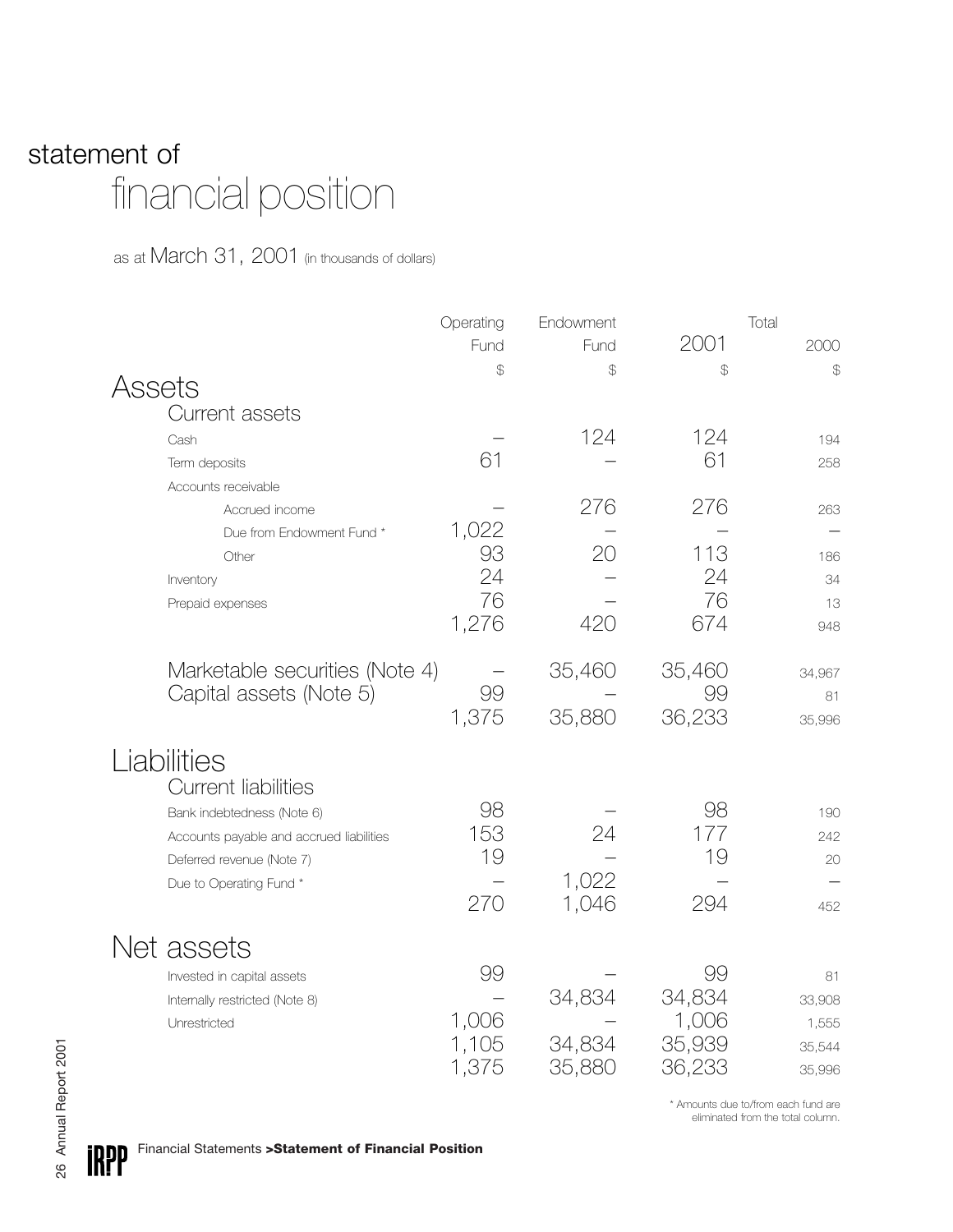# statement of financial position

as at March 31, 2001 (in thousands of dollars)

| | Operating Fund | Endowment Fund | Total 2001 | Total 2000 |
|---|---|---|---|---|
| | $ | $ | $ | $ |
| **Assets** | | | | |
| **Current assets** | | | | |
| Cash | – | 124 | 124 | 194 |
| Term deposits | 61 | – | 61 | 258 |
| Accounts receivable | | | | |
| Accrued income | – | 276 | 276 | 263 |
| Due from Endowment Fund * | 1,022 | – | – | – |
| Other | 93 | 20 | 113 | 186 |
| Inventory | 24 | – | 24 | 34 |
| Prepaid expenses | 76 | – | 76 | 13 |
| | 1,276 | 420 | 674 | 948 |
| Marketable securities (Note 4) | – | 35,460 | 35,460 | 34,967 |
| Capital assets (Note 5) | 99 | – | 99 | 81 |
| | 1,375 | 35,880 | 36,233 | 35,996 |
| **Liabilities** | | | | |
| **Current liabilities** | | | | |
| Bank indebtedness (Note 6) | 98 | – | 98 | 190 |
| Accounts payable and accrued liabilities | 153 | 24 | 177 | 242 |
| Deferred revenue (Note 7) | 19 | – | 19 | 20 |
| Due to Operating Fund * | – | 1,022 | – | – |
| | 270 | 1,046 | 294 | 452 |
| **Net assets** | | | | |
| Invested in capital assets | 99 | – | 99 | 81 |
| Internally restricted (Note 8) | – | 34,834 | 34,834 | 33,908 |
| Unrestricted | 1,006 | – | 1,006 | 1,555 |
| | 1,105 | 34,834 | 35,939 | 35,544 |
| | 1,375 | 35,880 | 36,233 | 35,996 |

\* Amounts due to/from each fund are eliminated from the total column.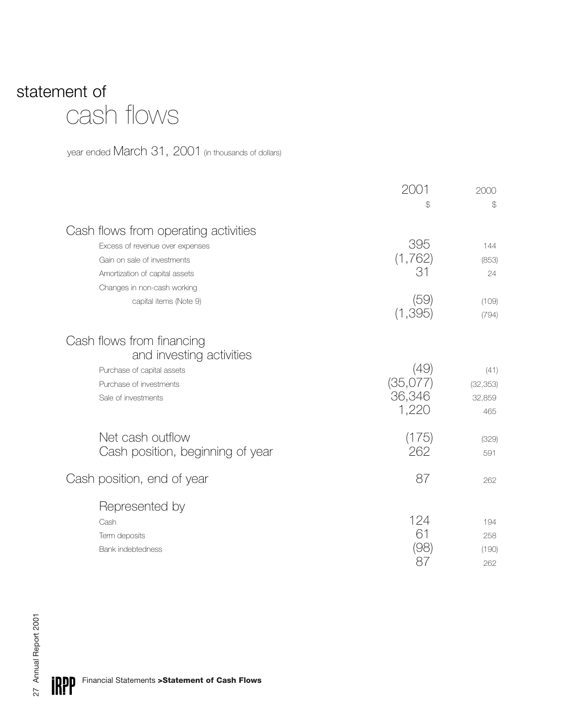# statement of cash flows

year ended March 31, 2001 (in thousands of dollars)

| | 2001 | 2000 |
|---|---|---|
| | $ | $ |
| **Cash flows from operating activities** | | |
| Excess of revenue over expenses | 395 | 144 |
| Gain on sale of investments | (1,762) | (853) |
| Amortization of capital assets | 31 | 24 |
| Changes in non-cash working capital items (Note 9) | (59) | (109) |
| | (1,395) | (794) |
| **Cash flows from financing and investing activities** | | |
| Purchase of capital assets | (49) | (41) |
| Purchase of investments | (35,077) | (32,353) |
| Sale of investments | 36,346 | 32,859 |
| | 1,220 | 465 |
| Net cash outflow | (175) | (329) |
| Cash position, beginning of year | 262 | 591 |
| **Cash position, end of year** | 87 | 262 |
| **Represented by** | | |
| Cash | 124 | 194 |
| Term deposits | 61 | 258 |
| Bank indebtedness | (98) | (190) |
| | 87 | 262 |

Financial Statements **>Statement of Cash Flows**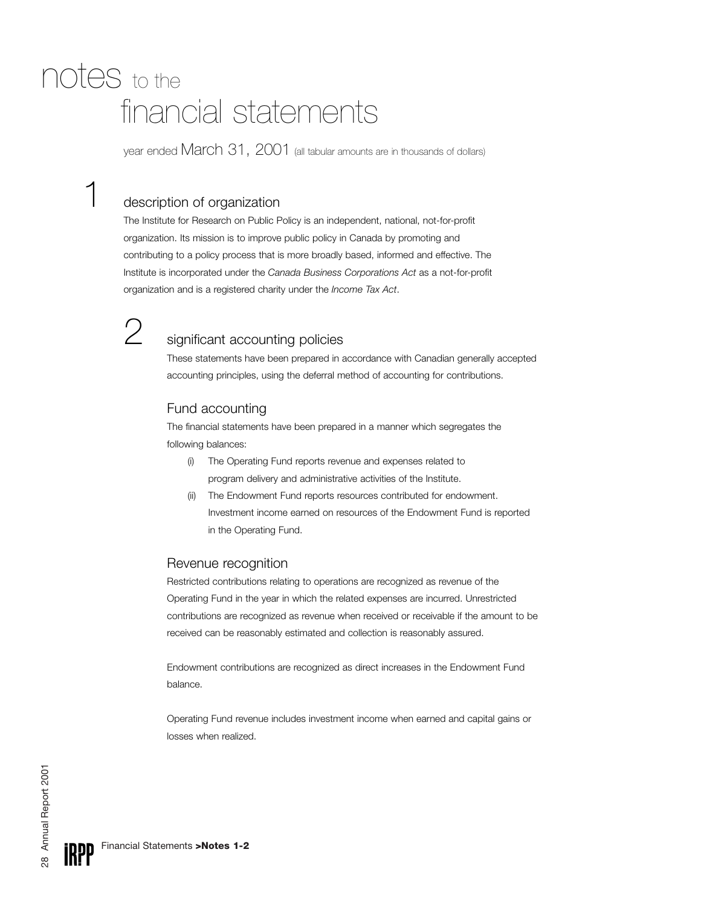# notes to the financial statements

year ended March 31, 2001 (all tabular amounts are in thousands of dollars)

## 1 description of organization

The Institute for Research on Public Policy is an independent, national, not-for-profit organization. Its mission is to improve public policy in Canada by promoting and contributing to a policy process that is more broadly based, informed and effective. The Institute is incorporated under the *Canada Business Corporations Act* as a not-for-profit organization and is a registered charity under the *Income Tax Act*.

## 2 significant accounting policies

These statements have been prepared in accordance with Canadian generally accepted accounting principles, using the deferral method of accounting for contributions.

### Fund accounting

The financial statements have been prepared in a manner which segregates the following balances:

(i) The Operating Fund reports revenue and expenses related to program delivery and administrative activities of the Institute.

(ii) The Endowment Fund reports resources contributed for endowment. Investment income earned on resources of the Endowment Fund is reported in the Operating Fund.

### Revenue recognition

Restricted contributions relating to operations are recognized as revenue of the Operating Fund in the year in which the related expenses are incurred. Unrestricted contributions are recognized as revenue when received or receivable if the amount to be received can be reasonably estimated and collection is reasonably assured.

Endowment contributions are recognized as direct increases in the Endowment Fund balance.

Operating Fund revenue includes investment income when earned and capital gains or losses when realized.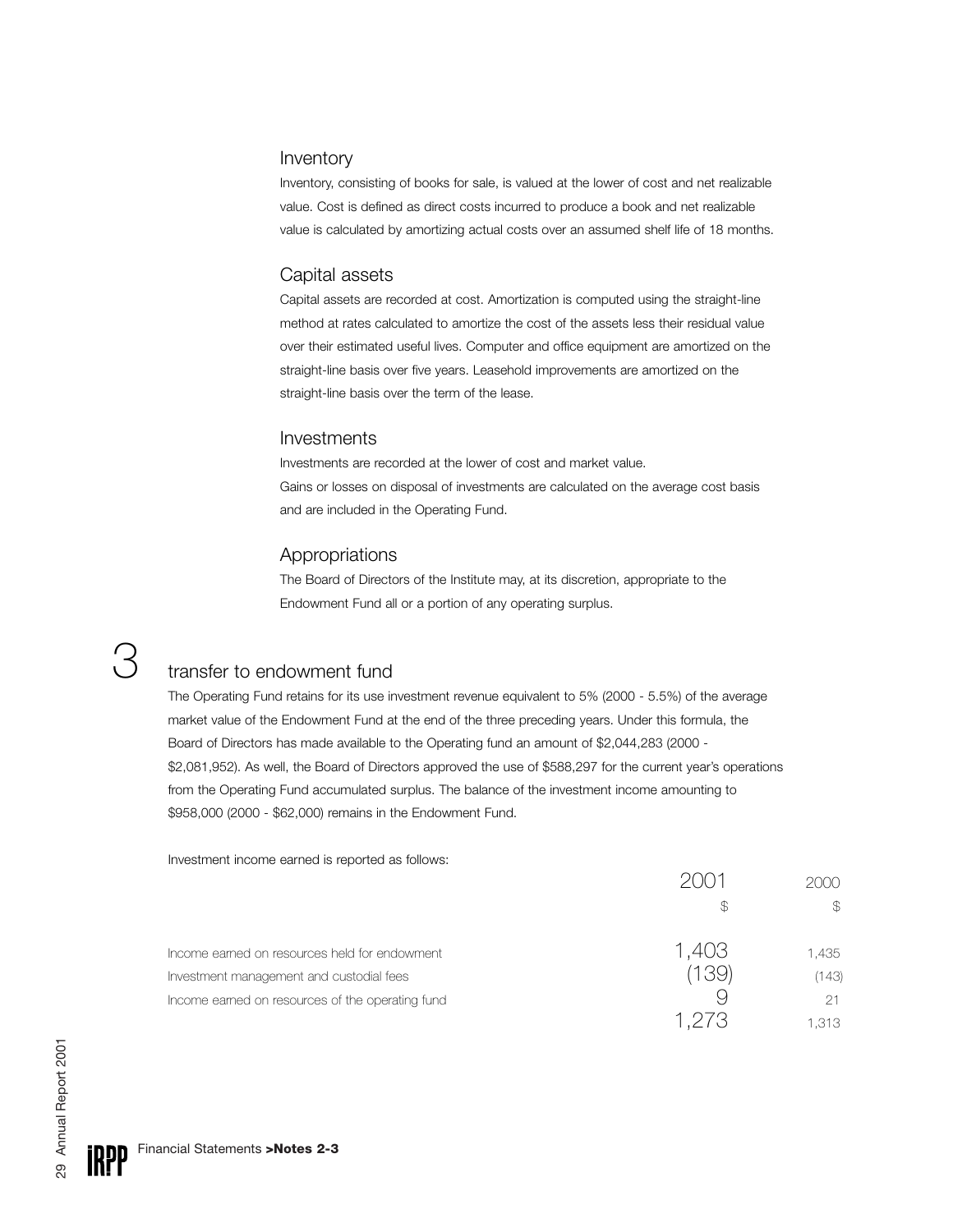### Inventory

Inventory, consisting of books for sale, is valued at the lower of cost and net realizable value. Cost is defined as direct costs incurred to produce a book and net realizable value is calculated by amortizing actual costs over an assumed shelf life of 18 months.

### Capital assets

Capital assets are recorded at cost. Amortization is computed using the straight-line method at rates calculated to amortize the cost of the assets less their residual value over their estimated useful lives. Computer and office equipment are amortized on the straight-line basis over five years. Leasehold improvements are amortized on the straight-line basis over the term of the lease.

### Investments

Investments are recorded at the lower of cost and market value.
Gains or losses on disposal of investments are calculated on the average cost basis and are included in the Operating Fund.

### Appropriations

The Board of Directors of the Institute may, at its discretion, appropriate to the Endowment Fund all or a portion of any operating surplus.

## 3 transfer to endowment fund

The Operating Fund retains for its use investment revenue equivalent to 5% (2000 - 5.5%) of the average market value of the Endowment Fund at the end of the three preceding years. Under this formula, the Board of Directors has made available to the Operating fund an amount of $2,044,283 (2000 - $2,081,952). As well, the Board of Directors approved the use of $588,297 for the current year's operations from the Operating Fund accumulated surplus. The balance of the investment income amounting to $958,000 (2000 - $62,000) remains in the Endowment Fund.

Investment income earned is reported as follows:

| | 2001 | 2000 |
|---|---|---|
| | $ | $ |
| Income earned on resources held for endowment | 1,403 | 1,435 |
| Investment management and custodial fees | (139) | (143) |
| Income earned on resources of the operating fund | 9 | 21 |
| | 1,273 | 1,313 |

Financial Statements **>Notes 2-3**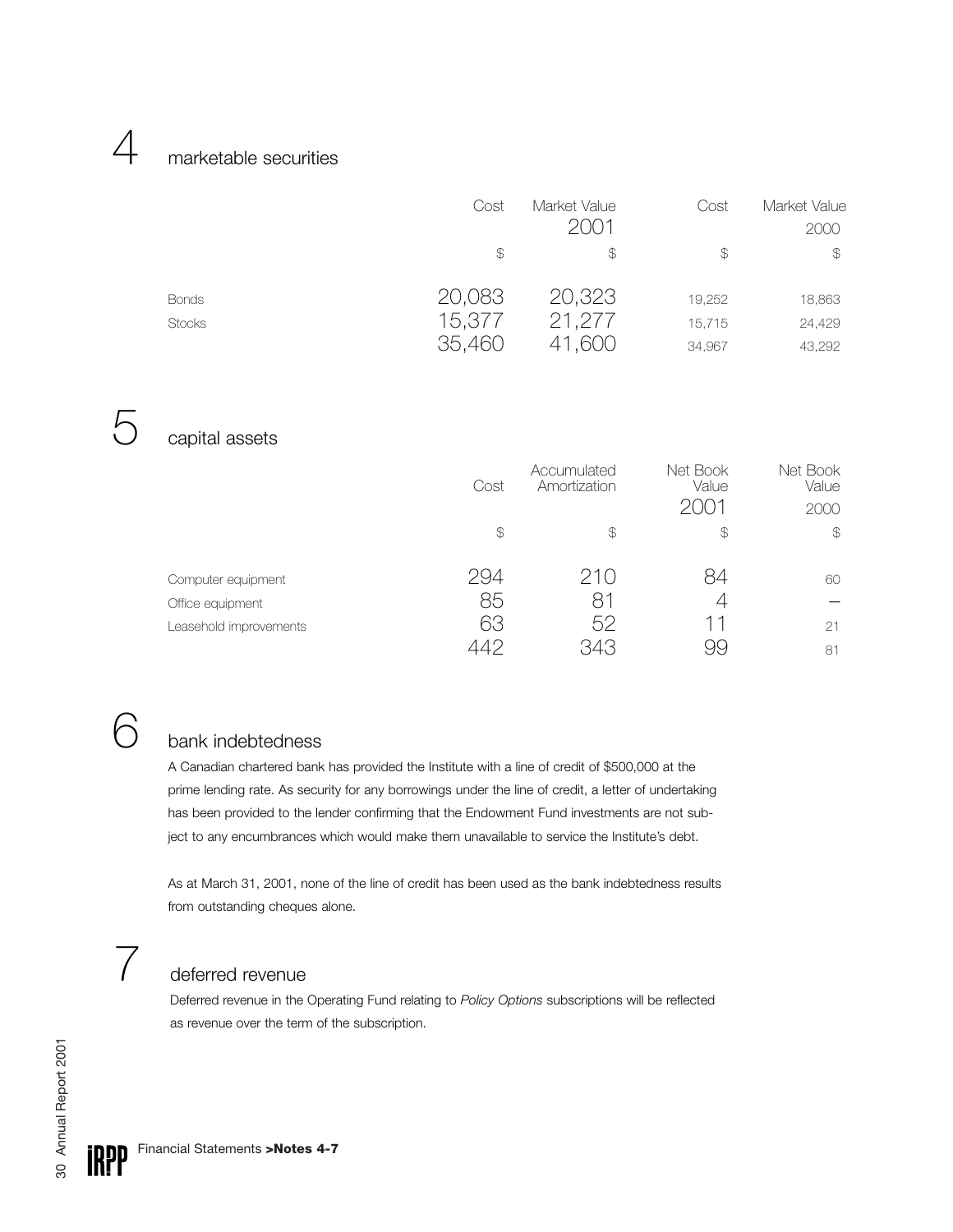## 4 marketable securities

| | Cost | Market Value 2001 | Cost | Market Value 2000 |
|---|---|---|---|---|
| | $ | $ | $ | $ |
| Bonds | 20,083 | 20,323 | 19,252 | 18,863 |
| Stocks | 15,377 | 21,277 | 15,715 | 24,429 |
| | 35,460 | 41,600 | 34,967 | 43,292 |

## 5 capital assets

| | Cost | Accumulated Amortization | Net Book Value 2001 | Net Book Value 2000 |
|---|---|---|---|---|
| | $ | $ | $ | $ |
| Computer equipment | 294 | 210 | 84 | 60 |
| Office equipment | 85 | 81 | 4 | – |
| Leasehold improvements | 63 | 52 | 11 | 21 |
| | 442 | 343 | 99 | 81 |

## 6 bank indebtedness

A Canadian chartered bank has provided the Institute with a line of credit of $500,000 at the prime lending rate. As security for any borrowings under the line of credit, a letter of undertaking has been provided to the lender confirming that the Endowment Fund investments are not subject to any encumbrances which would make them unavailable to service the Institute's debt.

As at March 31, 2001, none of the line of credit has been used as the bank indebtedness results from outstanding cheques alone.

## 7 deferred revenue

Deferred revenue in the Operating Fund relating to *Policy Options* subscriptions will be reflected as revenue over the term of the subscription.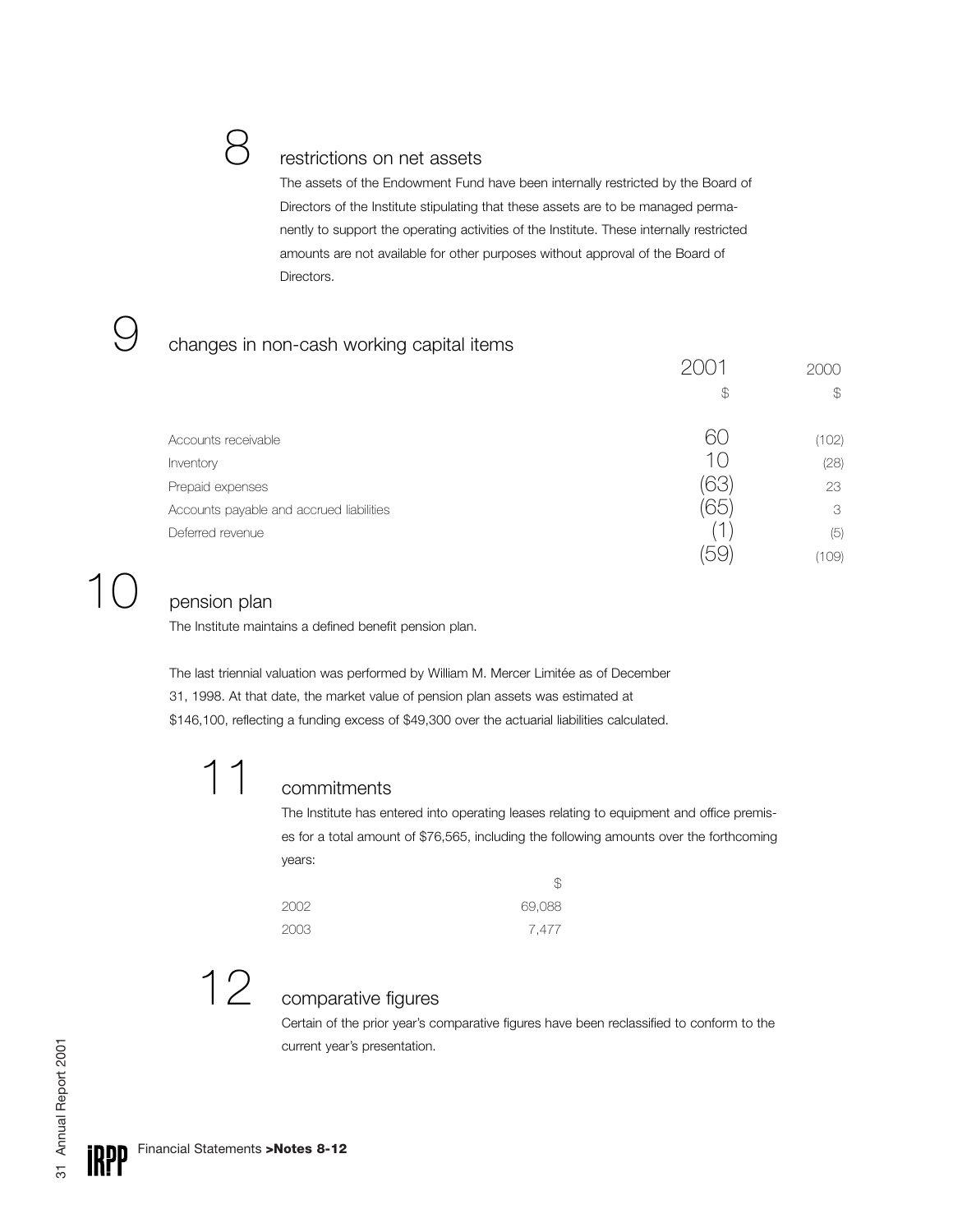## 8 restrictions on net assets

The assets of the Endowment Fund have been internally restricted by the Board of Directors of the Institute stipulating that these assets are to be managed permanently to support the operating activities of the Institute. These internally restricted amounts are not available for other purposes without approval of the Board of Directors.

## 9 changes in non-cash working capital items

| | 2001 | 2000 |
|---|---|---|
| | $ | $ |
| Accounts receivable | 60 | (102) |
| Inventory | 10 | (28) |
| Prepaid expenses | (63) | 23 |
| Accounts payable and accrued liabilities | (65) | 3 |
| Deferred revenue | (1) | (5) |
| | (59) | (109) |

## 10 pension plan

The Institute maintains a defined benefit pension plan.

The last triennial valuation was performed by William M. Mercer Limitée as of December 31, 1998. At that date, the market value of pension plan assets was estimated at $146,100, reflecting a funding excess of $49,300 over the actuarial liabilities calculated.

## 11 commitments

The Institute has entered into operating leases relating to equipment and office premises for a total amount of $76,565, including the following amounts over the forthcoming years:

| | $ |
|---|---|
| 2002 | 69,088 |
| 2003 | 7,477 |

## 12 comparative figures

Certain of the prior year's comparative figures have been reclassified to conform to the current year's presentation.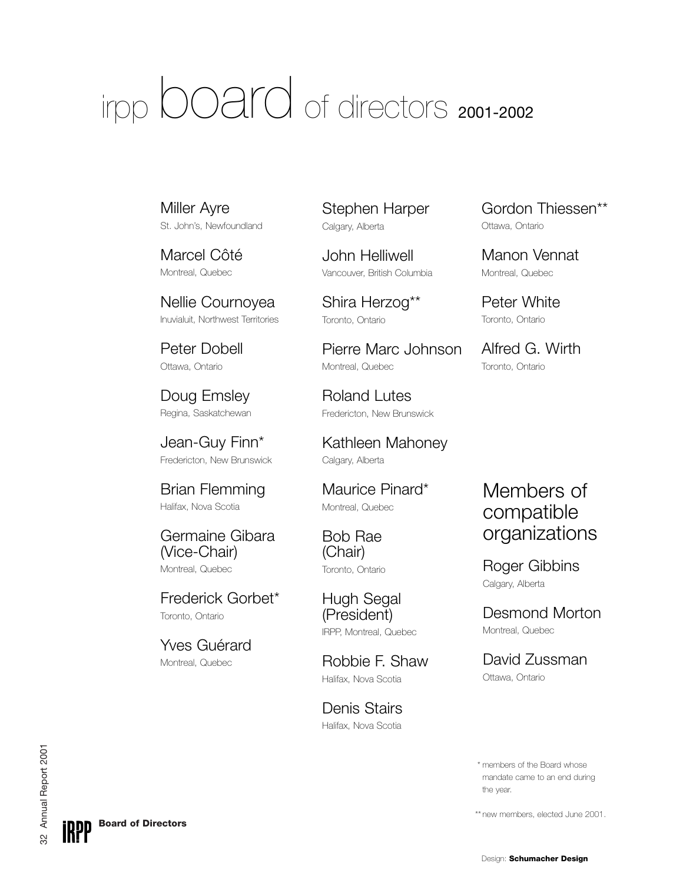# irpp board of directors 2001-2002

Miller Ayre
St. John's, Newfoundland

Marcel Côté
Montreal, Quebec

Nellie Cournoyea
Inuvialuit, Northwest Territories

Peter Dobell
Ottawa, Ontario

Doug Emsley
Regina, Saskatchewan

Jean-Guy Finn*
Fredericton, New Brunswick

Brian Flemming
Halifax, Nova Scotia

Germaine Gibara
(Vice-Chair)
Montreal, Quebec

Frederick Gorbet*
Toronto, Ontario

Yves Guérard
Montreal, Quebec

Stephen Harper
Calgary, Alberta

John Helliwell
Vancouver, British Columbia

Shira Herzog**
Toronto, Ontario

Pierre Marc Johnson
Montreal, Quebec

Roland Lutes
Fredericton, New Brunswick

Kathleen Mahoney
Calgary, Alberta

Maurice Pinard*
Montreal, Quebec

Bob Rae
(Chair)
Toronto, Ontario

Hugh Segal
(President)
IRPP, Montreal, Quebec

Robbie F. Shaw
Halifax, Nova Scotia

Denis Stairs
Halifax, Nova Scotia

Gordon Thiessen**
Ottawa, Ontario

Manon Vennat
Montreal, Quebec

Peter White
Toronto, Ontario

Alfred G. Wirth
Toronto, Ontario

## Members of compatible organizations

Roger Gibbins
Calgary, Alberta

Desmond Morton
Montreal, Quebec

David Zussman
Ottawa, Ontario

* members of the Board whose mandate came to an end during the year.

** new members, elected June 2001.

Design: **Schumacher Design**